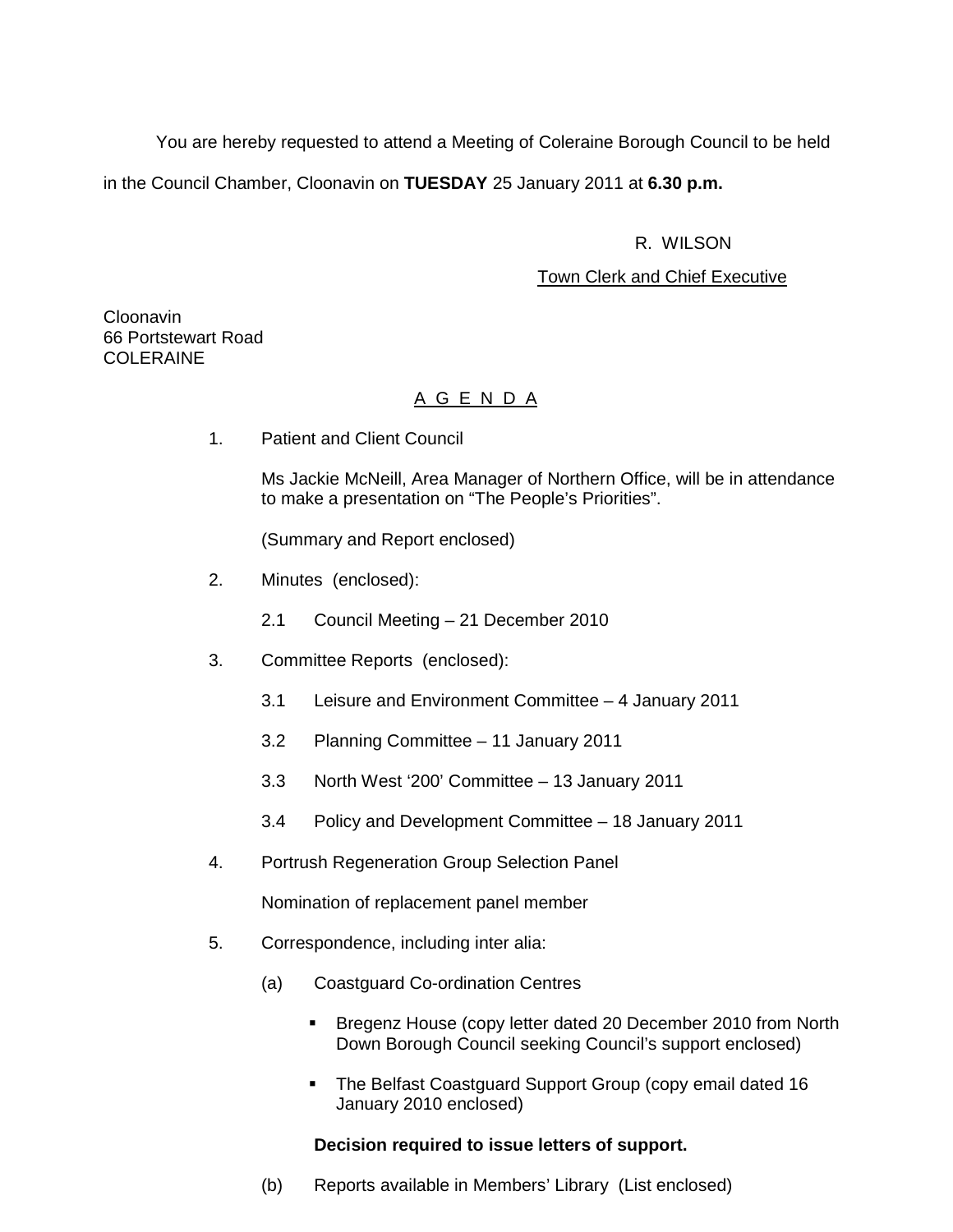You are hereby requested to attend a Meeting of Coleraine Borough Council to be held in the Council Chamber, Cloonavin on **TUESDAY** 25 January 2011 at **6.30 p.m.**

R. WILSON

Town Clerk and Chief Executive

Cloonavin
66 Portstewart Road
COLERAINE

## A G E N D A

1. Patient and Client Council

   Ms Jackie McNeill, Area Manager of Northern Office, will be in attendance to make a presentation on "The People's Priorities".

   (Summary and Report enclosed)

2. Minutes (enclosed):

   2.1 Council Meeting – 21 December 2010

3. Committee Reports (enclosed):

   3.1 Leisure and Environment Committee – 4 January 2011

   3.2 Planning Committee – 11 January 2011

   3.3 North West '200' Committee – 13 January 2011

   3.4 Policy and Development Committee – 18 January 2011

4. Portrush Regeneration Group Selection Panel

   Nomination of replacement panel member

5. Correspondence, including inter alia:

   (a) Coastguard Co-ordination Centres

   - Bregenz House (copy letter dated 20 December 2010 from North Down Borough Council seeking Council's support enclosed)
   - The Belfast Coastguard Support Group (copy email dated 16 January 2010 enclosed)

   **Decision required to issue letters of support.**

   (b) Reports available in Members' Library (List enclosed)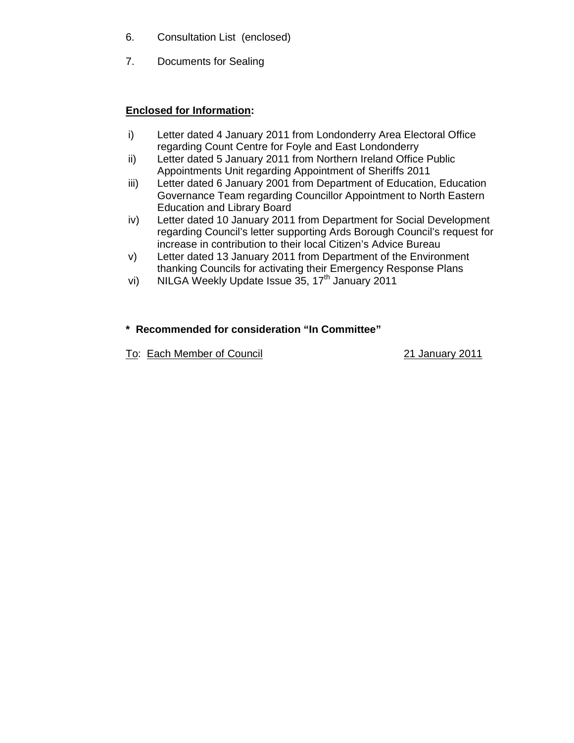6. Consultation List (enclosed)

7. Documents for Sealing

**Enclosed for Information:**

i) Letter dated 4 January 2011 from Londonderry Area Electoral Office regarding Count Centre for Foyle and East Londonderry
ii) Letter dated 5 January 2011 from Northern Ireland Office Public Appointments Unit regarding Appointment of Sheriffs 2011
iii) Letter dated 6 January 2001 from Department of Education, Education Governance Team regarding Councillor Appointment to North Eastern Education and Library Board
iv) Letter dated 10 January 2011 from Department for Social Development regarding Council's letter supporting Ards Borough Council's request for increase in contribution to their local Citizen's Advice Bureau
v) Letter dated 13 January 2011 from Department of the Environment thanking Councils for activating their Emergency Response Plans
vi) NILGA Weekly Update Issue 35, 17th January 2011

**\* Recommended for consideration "In Committee"**

To: Each Member of Council 21 January 2011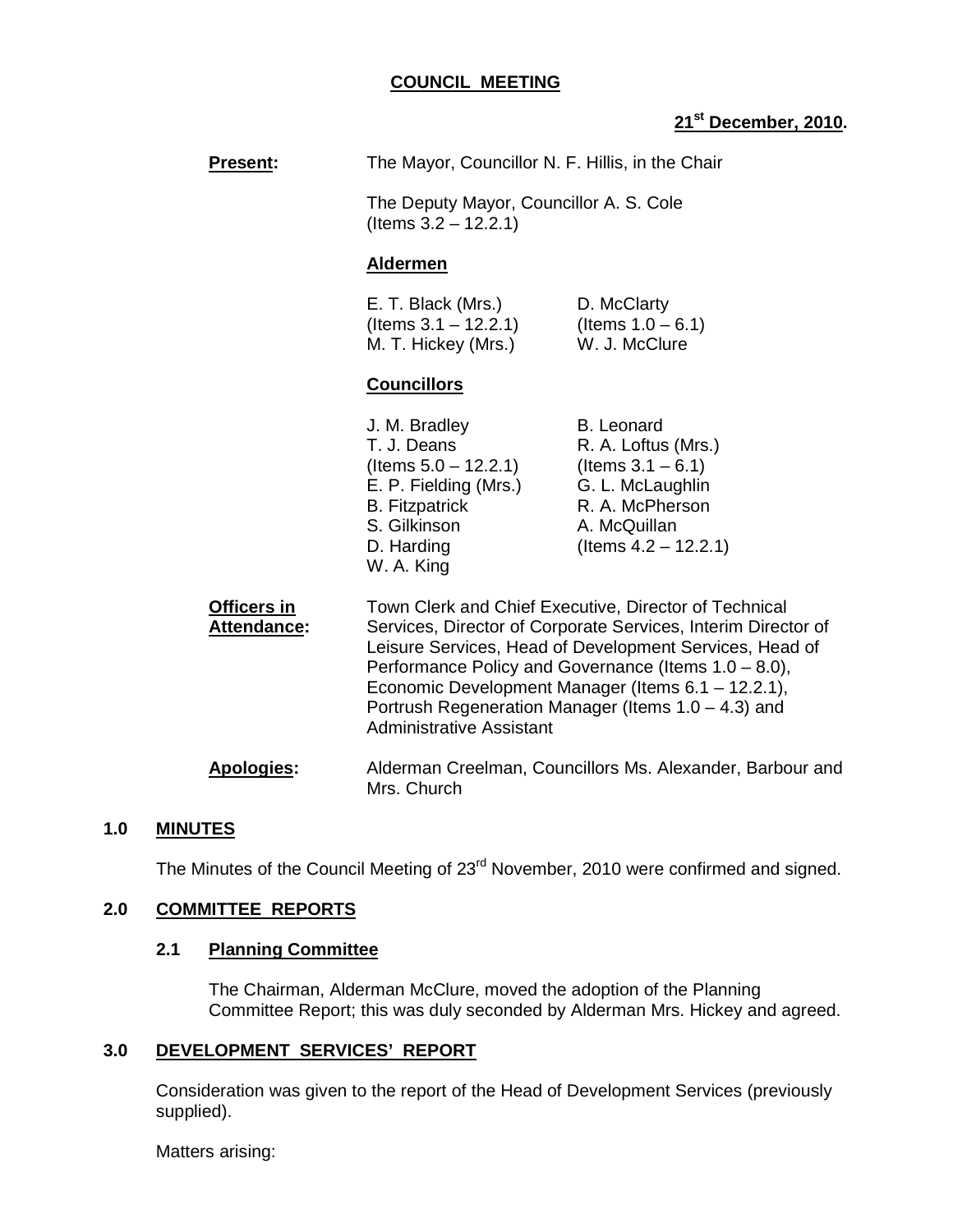**COUNCIL MEETING**

**21st December, 2010.**

**Present:** The Mayor, Councillor N. F. Hillis, in the Chair

The Deputy Mayor, Councillor A. S. Cole (Items 3.2 – 12.2.1)

**Aldermen**

| | |
|---|---|
| E. T. Black (Mrs.) (Items 3.1 – 12.2.1) | D. McClarty (Items 1.0 – 6.1) |
| M. T. Hickey (Mrs.) | W. J. McClure |

**Councillors**

| | |
|---|---|
| J. M. Bradley | B. Leonard |
| T. J. Deans (Items 5.0 – 12.2.1) | R. A. Loftus (Mrs.) (Items 3.1 – 6.1) |
| E. P. Fielding (Mrs.) | G. L. McLaughlin |
| B. Fitzpatrick | R. A. McPherson |
| S. Gilkinson | A. McQuillan (Items 4.2 – 12.2.1) |
| D. Harding | |
| W. A. King | |

**Officers in Attendance:** Town Clerk and Chief Executive, Director of Technical Services, Director of Corporate Services, Interim Director of Leisure Services, Head of Development Services, Head of Performance Policy and Governance (Items 1.0 – 8.0), Economic Development Manager (Items 6.1 – 12.2.1), Portrush Regeneration Manager (Items 1.0 – 4.3) and Administrative Assistant

**Apologies:** Alderman Creelman, Councillors Ms. Alexander, Barbour and Mrs. Church

## 1.0 MINUTES

The Minutes of the Council Meeting of 23rd November, 2010 were confirmed and signed.

## 2.0 COMMITTEE REPORTS

### 2.1 Planning Committee

The Chairman, Alderman McClure, moved the adoption of the Planning Committee Report; this was duly seconded by Alderman Mrs. Hickey and agreed.

## 3.0 DEVELOPMENT SERVICES' REPORT

Consideration was given to the report of the Head of Development Services (previously supplied).

Matters arising: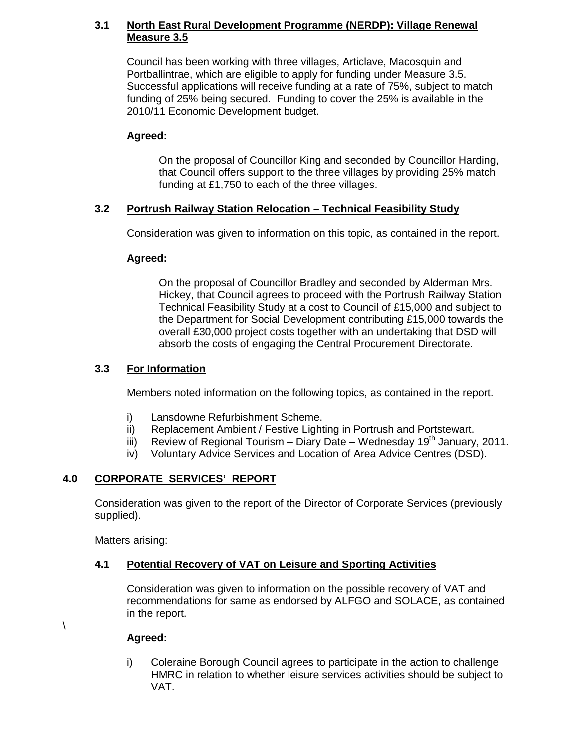### 3.1 North East Rural Development Programme (NERDP): Village Renewal Measure 3.5

Council has been working with three villages, Articlave, Macosquin and Portballintrae, which are eligible to apply for funding under Measure 3.5. Successful applications will receive funding at a rate of 75%, subject to match funding of 25% being secured. Funding to cover the 25% is available in the 2010/11 Economic Development budget.

**Agreed:**

On the proposal of Councillor King and seconded by Councillor Harding, that Council offers support to the three villages by providing 25% match funding at £1,750 to each of the three villages.

### 3.2 Portrush Railway Station Relocation – Technical Feasibility Study

Consideration was given to information on this topic, as contained in the report.

**Agreed:**

On the proposal of Councillor Bradley and seconded by Alderman Mrs. Hickey, that Council agrees to proceed with the Portrush Railway Station Technical Feasibility Study at a cost to Council of £15,000 and subject to the Department for Social Development contributing £15,000 towards the overall £30,000 project costs together with an undertaking that DSD will absorb the costs of engaging the Central Procurement Directorate.

### 3.3 For Information

Members noted information on the following topics, as contained in the report.

i) Lansdowne Refurbishment Scheme.
ii) Replacement Ambient / Festive Lighting in Portrush and Portstewart.
iii) Review of Regional Tourism – Diary Date – Wednesday 19th January, 2011.
iv) Voluntary Advice Services and Location of Area Advice Centres (DSD).

## 4.0 CORPORATE SERVICES' REPORT

Consideration was given to the report of the Director of Corporate Services (previously supplied).

Matters arising:

### 4.1 Potential Recovery of VAT on Leisure and Sporting Activities

Consideration was given to information on the possible recovery of VAT and recommendations for same as endorsed by ALFGO and SOLACE, as contained in the report.

\

**Agreed:**

i) Coleraine Borough Council agrees to participate in the action to challenge HMRC in relation to whether leisure services activities should be subject to VAT.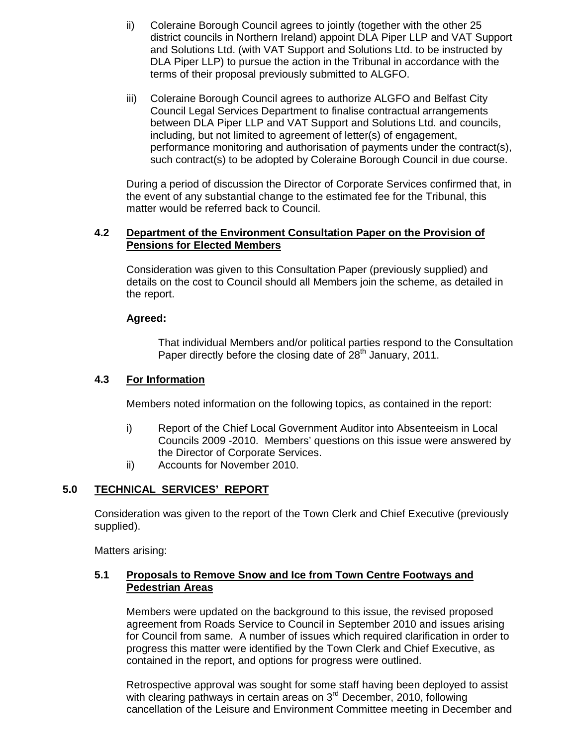ii) Coleraine Borough Council agrees to jointly (together with the other 25 district councils in Northern Ireland) appoint DLA Piper LLP and VAT Support and Solutions Ltd. (with VAT Support and Solutions Ltd. to be instructed by DLA Piper LLP) to pursue the action in the Tribunal in accordance with the terms of their proposal previously submitted to ALGFO.

iii) Coleraine Borough Council agrees to authorize ALGFO and Belfast City Council Legal Services Department to finalise contractual arrangements between DLA Piper LLP and VAT Support and Solutions Ltd. and councils, including, but not limited to agreement of letter(s) of engagement, performance monitoring and authorisation of payments under the contract(s), such contract(s) to be adopted by Coleraine Borough Council in due course.

During a period of discussion the Director of Corporate Services confirmed that, in the event of any substantial change to the estimated fee for the Tribunal, this matter would be referred back to Council.

### 4.2 Department of the Environment Consultation Paper on the Provision of Pensions for Elected Members

Consideration was given to this Consultation Paper (previously supplied) and details on the cost to Council should all Members join the scheme, as detailed in the report.

**Agreed:**

That individual Members and/or political parties respond to the Consultation Paper directly before the closing date of 28th January, 2011.

### 4.3 For Information

Members noted information on the following topics, as contained in the report:

i) Report of the Chief Local Government Auditor into Absenteeism in Local Councils 2009 -2010. Members' questions on this issue were answered by the Director of Corporate Services.

ii) Accounts for November 2010.

## 5.0 TECHNICAL SERVICES' REPORT

Consideration was given to the report of the Town Clerk and Chief Executive (previously supplied).

Matters arising:

### 5.1 Proposals to Remove Snow and Ice from Town Centre Footways and Pedestrian Areas

Members were updated on the background to this issue, the revised proposed agreement from Roads Service to Council in September 2010 and issues arising for Council from same. A number of issues which required clarification in order to progress this matter were identified by the Town Clerk and Chief Executive, as contained in the report, and options for progress were outlined.

Retrospective approval was sought for some staff having been deployed to assist with clearing pathways in certain areas on 3rd December, 2010, following cancellation of the Leisure and Environment Committee meeting in December and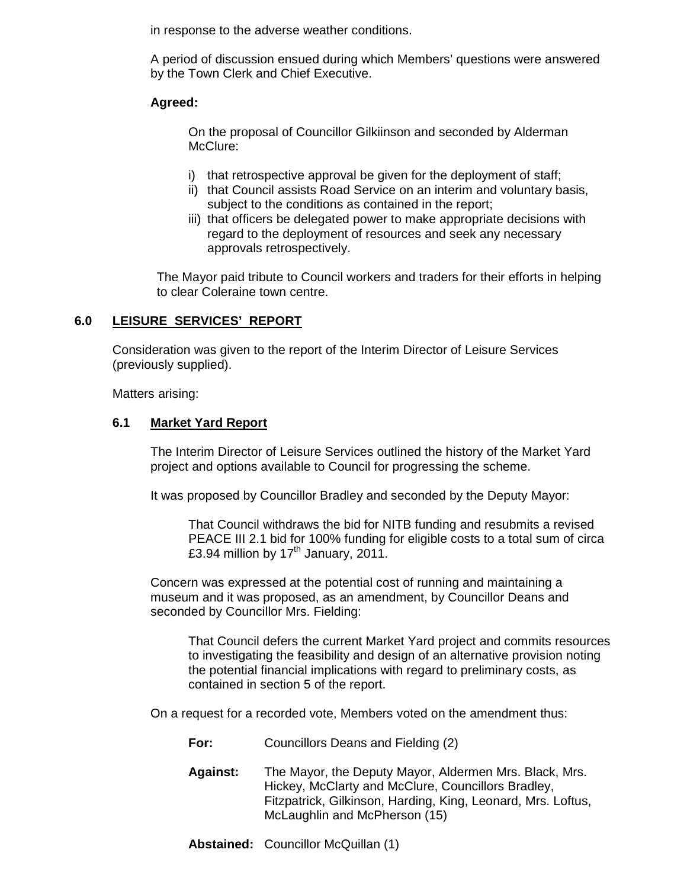in response to the adverse weather conditions.

A period of discussion ensued during which Members' questions were answered by the Town Clerk and Chief Executive.

**Agreed:**

On the proposal of Councillor Gilkiinson and seconded by Alderman McClure:

i) that retrospective approval be given for the deployment of staff;
ii) that Council assists Road Service on an interim and voluntary basis, subject to the conditions as contained in the report;
iii) that officers be delegated power to make appropriate decisions with regard to the deployment of resources and seek any necessary approvals retrospectively.

The Mayor paid tribute to Council workers and traders for their efforts in helping to clear Coleraine town centre.

## 6.0 LEISURE SERVICES' REPORT

Consideration was given to the report of the Interim Director of Leisure Services (previously supplied).

Matters arising:

### 6.1 Market Yard Report

The Interim Director of Leisure Services outlined the history of the Market Yard project and options available to Council for progressing the scheme.

It was proposed by Councillor Bradley and seconded by the Deputy Mayor:

That Council withdraws the bid for NITB funding and resubmits a revised PEACE III 2.1 bid for 100% funding for eligible costs to a total sum of circa £3.94 million by 17th January, 2011.

Concern was expressed at the potential cost of running and maintaining a museum and it was proposed, as an amendment, by Councillor Deans and seconded by Councillor Mrs. Fielding:

That Council defers the current Market Yard project and commits resources to investigating the feasibility and design of an alternative provision noting the potential financial implications with regard to preliminary costs, as contained in section 5 of the report.

On a request for a recorded vote, Members voted on the amendment thus:

**For:** Councillors Deans and Fielding (2)

**Against:** The Mayor, the Deputy Mayor, Aldermen Mrs. Black, Mrs. Hickey, McClarty and McClure, Councillors Bradley, Fitzpatrick, Gilkinson, Harding, King, Leonard, Mrs. Loftus, McLaughlin and McPherson (15)

**Abstained:** Councillor McQuillan (1)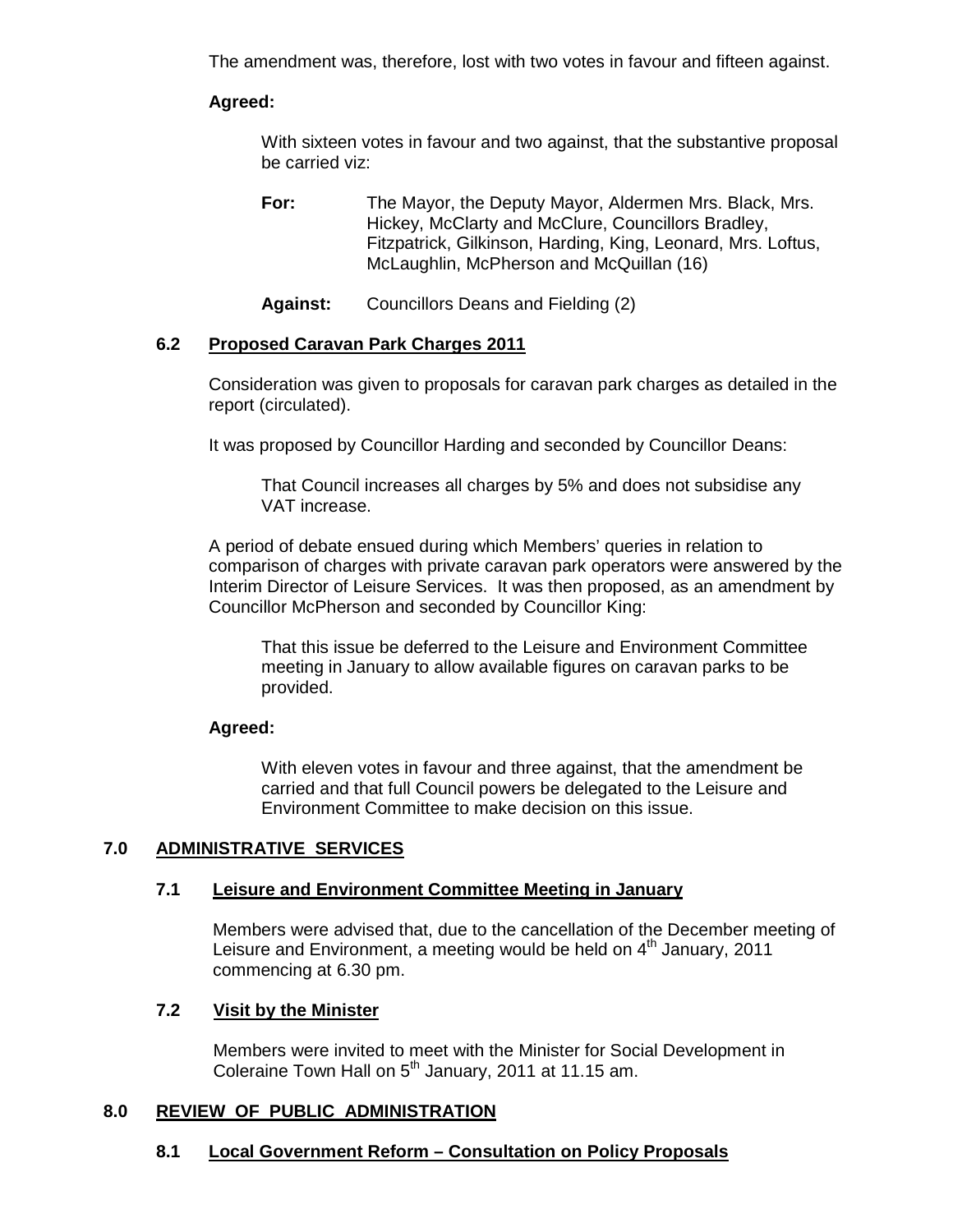The amendment was, therefore, lost with two votes in favour and fifteen against.

**Agreed:**

With sixteen votes in favour and two against, that the substantive proposal be carried viz:

**For:** The Mayor, the Deputy Mayor, Aldermen Mrs. Black, Mrs. Hickey, McClarty and McClure, Councillors Bradley, Fitzpatrick, Gilkinson, Harding, King, Leonard, Mrs. Loftus, McLaughlin, McPherson and McQuillan (16)

**Against:** Councillors Deans and Fielding (2)

### 6.2 Proposed Caravan Park Charges 2011

Consideration was given to proposals for caravan park charges as detailed in the report (circulated).

It was proposed by Councillor Harding and seconded by Councillor Deans:

That Council increases all charges by 5% and does not subsidise any VAT increase.

A period of debate ensued during which Members' queries in relation to comparison of charges with private caravan park operators were answered by the Interim Director of Leisure Services. It was then proposed, as an amendment by Councillor McPherson and seconded by Councillor King:

That this issue be deferred to the Leisure and Environment Committee meeting in January to allow available figures on caravan parks to be provided.

**Agreed:**

With eleven votes in favour and three against, that the amendment be carried and that full Council powers be delegated to the Leisure and Environment Committee to make decision on this issue.

## 7.0 ADMINISTRATIVE SERVICES

### 7.1 Leisure and Environment Committee Meeting in January

Members were advised that, due to the cancellation of the December meeting of Leisure and Environment, a meeting would be held on 4th January, 2011 commencing at 6.30 pm.

### 7.2 Visit by the Minister

Members were invited to meet with the Minister for Social Development in Coleraine Town Hall on 5th January, 2011 at 11.15 am.

## 8.0 REVIEW OF PUBLIC ADMINISTRATION

### 8.1 Local Government Reform – Consultation on Policy Proposals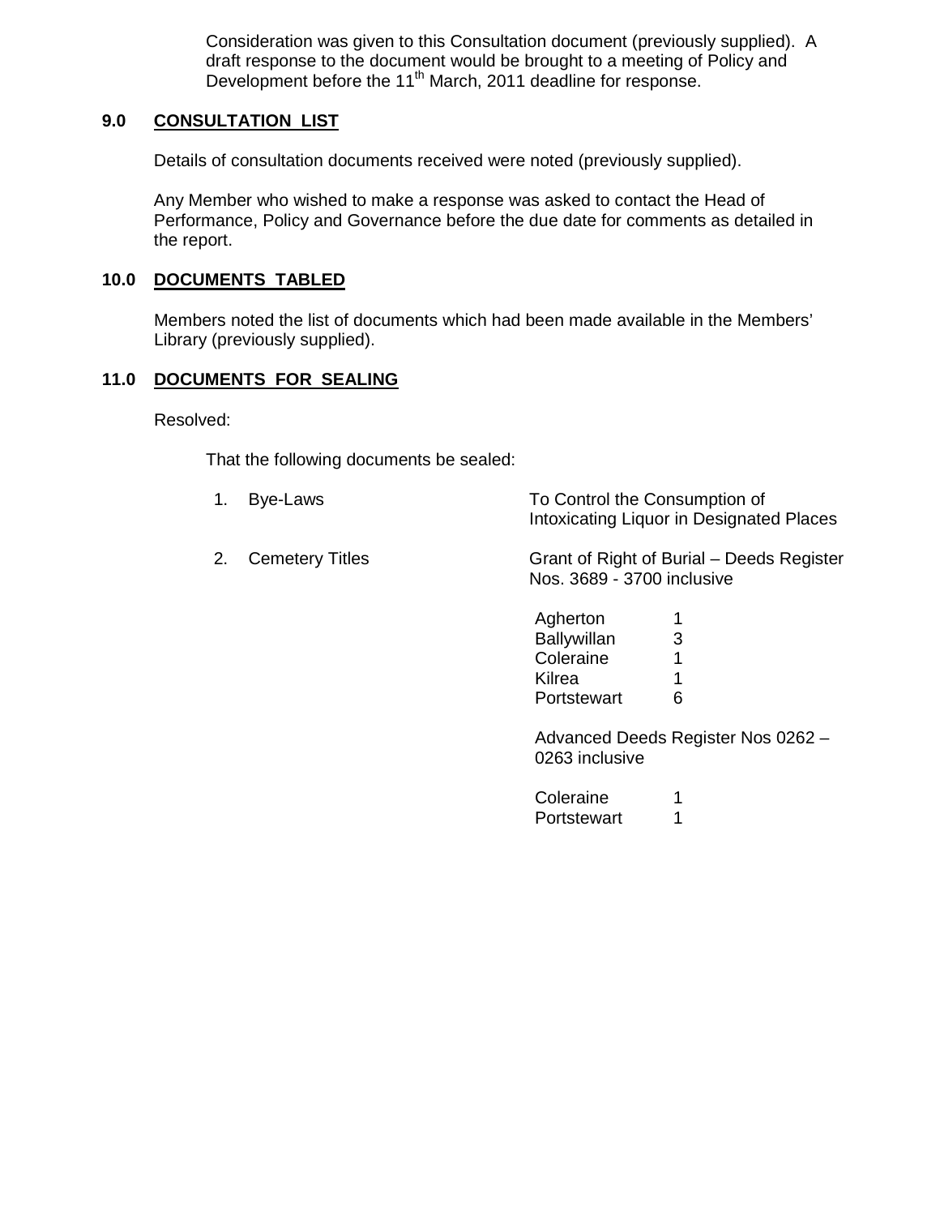Consideration was given to this Consultation document (previously supplied). A draft response to the document would be brought to a meeting of Policy and Development before the 11th March, 2011 deadline for response.

## 9.0 CONSULTATION LIST

Details of consultation documents received were noted (previously supplied).

Any Member who wished to make a response was asked to contact the Head of Performance, Policy and Governance before the due date for comments as detailed in the report.

## 10.0 DOCUMENTS TABLED

Members noted the list of documents which had been made available in the Members' Library (previously supplied).

## 11.0 DOCUMENTS FOR SEALING

Resolved:

That the following documents be sealed:

1. Bye-Laws — To Control the Consumption of Intoxicating Liquor in Designated Places

2. Cemetery Titles — Grant of Right of Burial – Deeds Register Nos. 3689 - 3700 inclusive

| | |
|---|---|
| Agherton | 1 |
| Ballywillan | 3 |
| Coleraine | 1 |
| Kilrea | 1 |
| Portstewart | 6 |

Advanced Deeds Register Nos 0262 – 0263 inclusive

| | |
|---|---|
| Coleraine | 1 |
| Portstewart | 1 |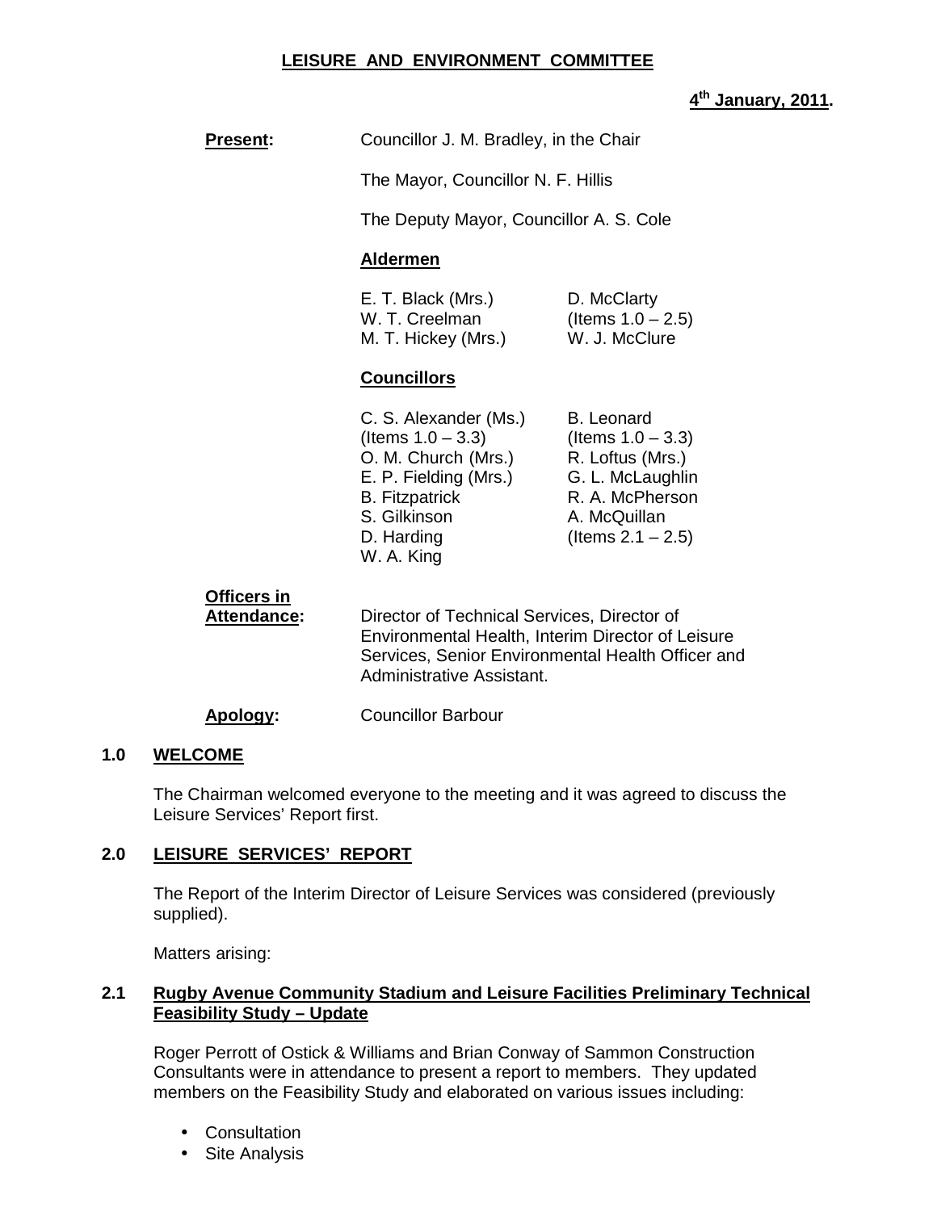# LEISURE AND ENVIRONMENT COMMITTEE

**4th January, 2011.**

**Present:** Councillor J. M. Bradley, in the Chair

The Mayor, Councillor N. F. Hillis

The Deputy Mayor, Councillor A. S. Cole

**Aldermen**

| | |
|---|---|
| E. T. Black (Mrs.) | D. McClarty |
| W. T. Creelman | (Items 1.0 – 2.5) |
| M. T. Hickey (Mrs.) | W. J. McClure |

**Councillors**

| | |
|---|---|
| C. S. Alexander (Ms.) | B. Leonard |
| (Items 1.0 – 3.3) | (Items 1.0 – 3.3) |
| O. M. Church (Mrs.) | R. Loftus (Mrs.) |
| E. P. Fielding (Mrs.) | G. L. McLaughlin |
| B. Fitzpatrick | R. A. McPherson |
| S. Gilkinson | A. McQuillan |
| D. Harding | (Items 2.1 – 2.5) |
| W. A. King | |

**Officers in Attendance:** Director of Technical Services, Director of Environmental Health, Interim Director of Leisure Services, Senior Environmental Health Officer and Administrative Assistant.

**Apology:** Councillor Barbour

## 1.0 WELCOME

The Chairman welcomed everyone to the meeting and it was agreed to discuss the Leisure Services' Report first.

## 2.0 LEISURE SERVICES' REPORT

The Report of the Interim Director of Leisure Services was considered (previously supplied).

Matters arising:

### 2.1 Rugby Avenue Community Stadium and Leisure Facilities Preliminary Technical Feasibility Study – Update

Roger Perrott of Ostick & Williams and Brian Conway of Sammon Construction Consultants were in attendance to present a report to members. They updated members on the Feasibility Study and elaborated on various issues including:

- Consultation
- Site Analysis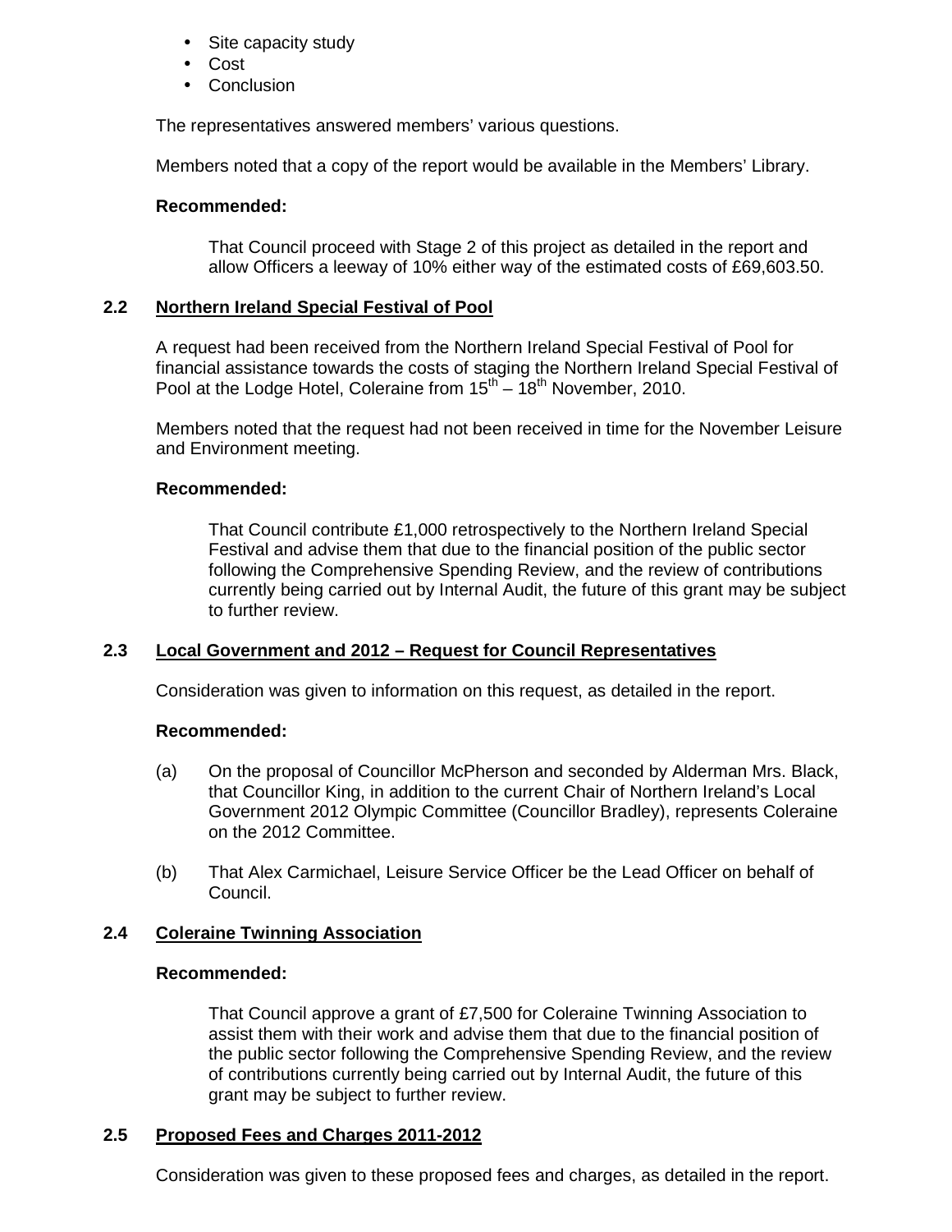- Site capacity study
- Cost
- Conclusion

The representatives answered members' various questions.

Members noted that a copy of the report would be available in the Members' Library.

**Recommended:**

That Council proceed with Stage 2 of this project as detailed in the report and allow Officers a leeway of 10% either way of the estimated costs of £69,603.50.

### 2.2 Northern Ireland Special Festival of Pool

A request had been received from the Northern Ireland Special Festival of Pool for financial assistance towards the costs of staging the Northern Ireland Special Festival of Pool at the Lodge Hotel, Coleraine from 15th – 18th November, 2010.

Members noted that the request had not been received in time for the November Leisure and Environment meeting.

**Recommended:**

That Council contribute £1,000 retrospectively to the Northern Ireland Special Festival and advise them that due to the financial position of the public sector following the Comprehensive Spending Review, and the review of contributions currently being carried out by Internal Audit, the future of this grant may be subject to further review.

### 2.3 Local Government and 2012 – Request for Council Representatives

Consideration was given to information on this request, as detailed in the report.

**Recommended:**

(a) On the proposal of Councillor McPherson and seconded by Alderman Mrs. Black, that Councillor King, in addition to the current Chair of Northern Ireland's Local Government 2012 Olympic Committee (Councillor Bradley), represents Coleraine on the 2012 Committee.

(b) That Alex Carmichael, Leisure Service Officer be the Lead Officer on behalf of Council.

### 2.4 Coleraine Twinning Association

**Recommended:**

That Council approve a grant of £7,500 for Coleraine Twinning Association to assist them with their work and advise them that due to the financial position of the public sector following the Comprehensive Spending Review, and the review of contributions currently being carried out by Internal Audit, the future of this grant may be subject to further review.

### 2.5 Proposed Fees and Charges 2011-2012

Consideration was given to these proposed fees and charges, as detailed in the report.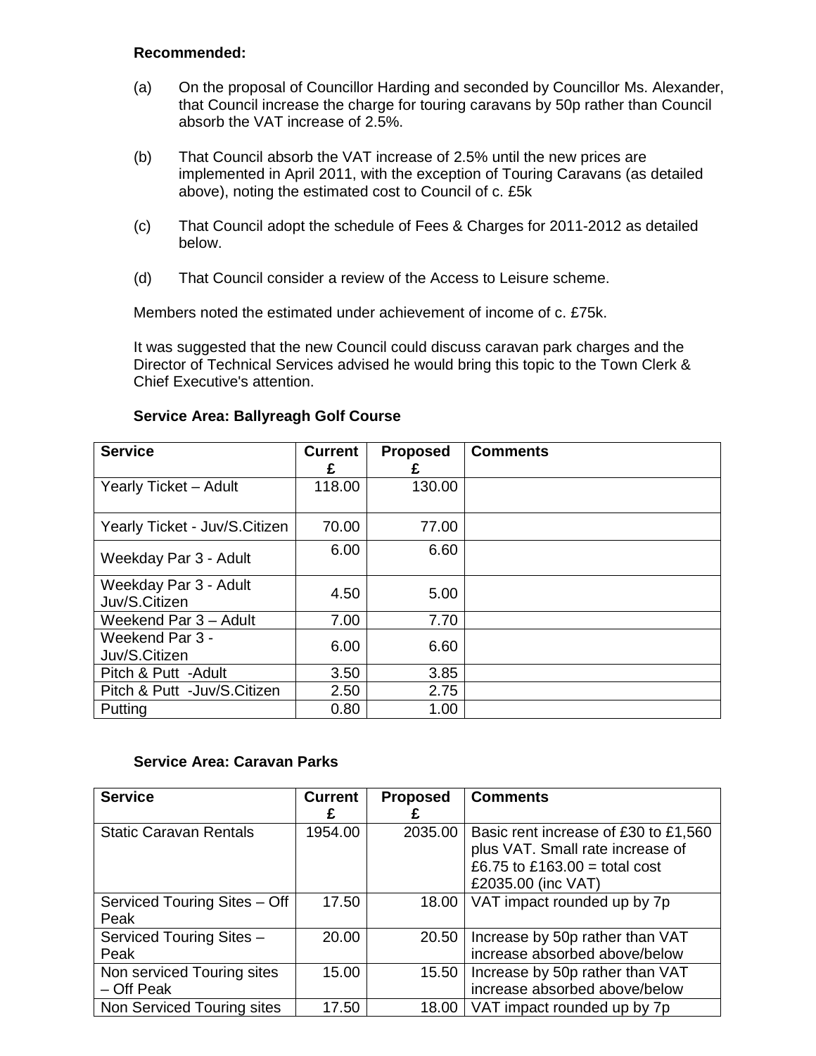**Recommended:**

(a) On the proposal of Councillor Harding and seconded by Councillor Ms. Alexander, that Council increase the charge for touring caravans by 50p rather than Council absorb the VAT increase of 2.5%.

(b) That Council absorb the VAT increase of 2.5% until the new prices are implemented in April 2011, with the exception of Touring Caravans (as detailed above), noting the estimated cost to Council of c. £5k

(c) That Council adopt the schedule of Fees & Charges for 2011-2012 as detailed below.

(d) That Council consider a review of the Access to Leisure scheme.

Members noted the estimated under achievement of income of c. £75k.

It was suggested that the new Council could discuss caravan park charges and the Director of Technical Services advised he would bring this topic to the Town Clerk & Chief Executive's attention.

**Service Area: Ballyreagh Golf Course**

| Service | Current £ | Proposed £ | Comments |
|---|---|---|---|
| Yearly Ticket – Adult | 118.00 | 130.00 | |
| Yearly Ticket - Juv/S.Citizen | 70.00 | 77.00 | |
| Weekday Par 3 - Adult | 6.00 | 6.60 | |
| Weekday Par 3 - Adult Juv/S.Citizen | 4.50 | 5.00 | |
| Weekend Par 3 – Adult | 7.00 | 7.70 | |
| Weekend Par 3 - Juv/S.Citizen | 6.00 | 6.60 | |
| Pitch & Putt -Adult | 3.50 | 3.85 | |
| Pitch & Putt -Juv/S.Citizen | 2.50 | 2.75 | |
| Putting | 0.80 | 1.00 | |

**Service Area: Caravan Parks**

| Service | Current £ | Proposed £ | Comments |
|---|---|---|---|
| Static Caravan Rentals | 1954.00 | 2035.00 | Basic rent increase of £30 to £1,560 plus VAT. Small rate increase of £6.75 to £163.00 = total cost £2035.00 (inc VAT) |
| Serviced Touring Sites – Off Peak | 17.50 | 18.00 | VAT impact rounded up by 7p |
| Serviced Touring Sites – Peak | 20.00 | 20.50 | Increase by 50p rather than VAT increase absorbed above/below |
| Non serviced Touring sites – Off Peak | 15.00 | 15.50 | Increase by 50p rather than VAT increase absorbed above/below |
| Non Serviced Touring sites | 17.50 | 18.00 | VAT impact rounded up by 7p |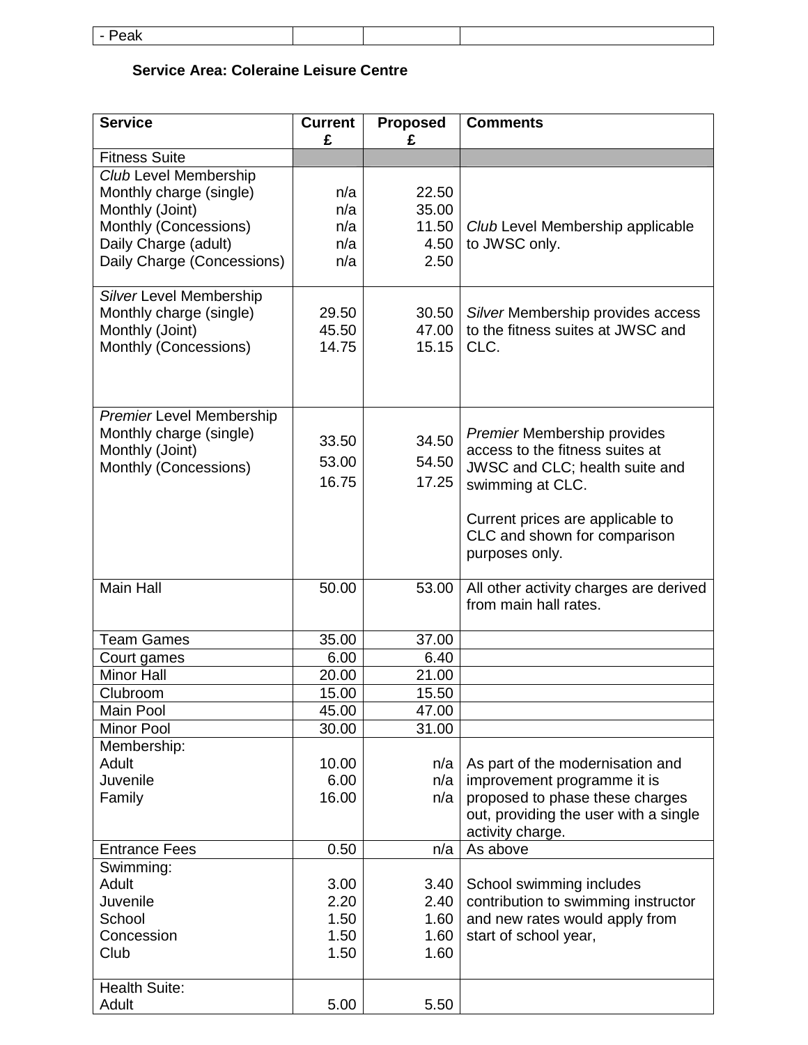| - Peak | | | |
|---|---|---|---|

**Service Area: Coleraine Leisure Centre**

| Service | Current £ | Proposed £ | Comments |
|---|---|---|---|
| Fitness Suite | | | |
| *Club* Level Membership<br>Monthly charge (single)<br>Monthly (Joint)<br>Monthly (Concessions)<br>Daily Charge (adult)<br>Daily Charge (Concessions) | <br>n/a<br>n/a<br>n/a<br>n/a<br>n/a | <br>22.50<br>35.00<br>11.50<br>4.50<br>2.50 | *Club* Level Membership applicable to JWSC only. |
| *Silver* Level Membership<br>Monthly charge (single)<br>Monthly (Joint)<br>Monthly (Concessions) | <br>29.50<br>45.50<br>14.75 | <br>30.50<br>47.00<br>15.15 | *Silver* Membership provides access to the fitness suites at JWSC and CLC. |
| *Premier* Level Membership<br>Monthly charge (single)<br>Monthly (Joint)<br>Monthly (Concessions) | <br>33.50<br>53.00<br>16.75 | <br>34.50<br>54.50<br>17.25 | *Premier* Membership provides access to the fitness suites at JWSC and CLC; health suite and swimming at CLC.<br><br>Current prices are applicable to CLC and shown for comparison purposes only. |
| Main Hall | 50.00 | 53.00 | All other activity charges are derived from main hall rates. |
| Team Games | 35.00 | 37.00 | |
| Court games | 6.00 | 6.40 | |
| Minor Hall | 20.00 | 21.00 | |
| Clubroom | 15.00 | 15.50 | |
| Main Pool | 45.00 | 47.00 | |
| Minor Pool | 30.00 | 31.00 | |
| Membership:<br>Adult<br>Juvenile<br>Family | <br>10.00<br>6.00<br>16.00 | <br>n/a<br>n/a<br>n/a | As part of the modernisation and improvement programme it is proposed to phase these charges out, providing the user with a single activity charge. |
| Entrance Fees | 0.50 | n/a | As above |
| Swimming:<br>Adult<br>Juvenile<br>School<br>Concession<br>Club | <br>3.00<br>2.20<br>1.50<br>1.50<br>1.50 | <br>3.40<br>2.40<br>1.60<br>1.60<br>1.60 | School swimming includes contribution to swimming instructor and new rates would apply from start of school year, |
| Health Suite:<br>Adult | <br>5.00 | <br>5.50 | |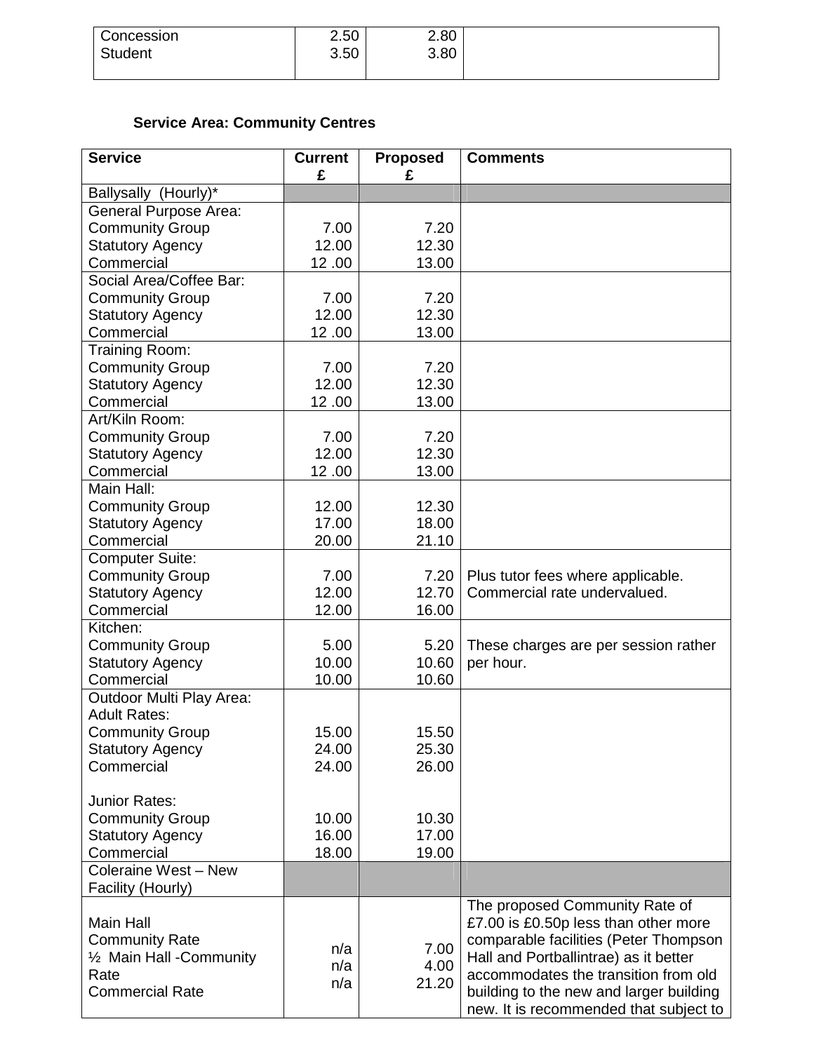| | | | |
|---|---|---|---|
| Concession<br>Student | 2.50<br>3.50 | 2.80<br>3.80 | |

**Service Area: Community Centres**

| Service | Current £ | Proposed £ | Comments |
|---|---|---|---|
| Ballysally (Hourly)* | | | |
| General Purpose Area:<br>Community Group<br>Statutory Agency<br>Commercial | <br>7.00<br>12.00<br>12 .00 | <br>7.20<br>12.30<br>13.00 | |
| Social Area/Coffee Bar:<br>Community Group<br>Statutory Agency<br>Commercial | <br>7.00<br>12.00<br>12 .00 | <br>7.20<br>12.30<br>13.00 | |
| Training Room:<br>Community Group<br>Statutory Agency<br>Commercial | <br>7.00<br>12.00<br>12 .00 | <br>7.20<br>12.30<br>13.00 | |
| Art/Kiln Room:<br>Community Group<br>Statutory Agency<br>Commercial | <br>7.00<br>12.00<br>12 .00 | <br>7.20<br>12.30<br>13.00 | |
| Main Hall:<br>Community Group<br>Statutory Agency<br>Commercial | <br>12.00<br>17.00<br>20.00 | <br>12.30<br>18.00<br>21.10 | |
| Computer Suite:<br>Community Group<br>Statutory Agency<br>Commercial | <br>7.00<br>12.00<br>12.00 | <br>7.20<br>12.70<br>16.00 | Plus tutor fees where applicable. Commercial rate undervalued. |
| Kitchen:<br>Community Group<br>Statutory Agency<br>Commercial | <br>5.00<br>10.00<br>10.00 | <br>5.20<br>10.60<br>10.60 | These charges are per session rather per hour. |
| Outdoor Multi Play Area:<br>Adult Rates:<br>Community Group<br>Statutory Agency<br>Commercial<br><br>Junior Rates:<br>Community Group<br>Statutory Agency<br>Commercial | <br><br>15.00<br>24.00<br>24.00<br><br><br>10.00<br>16.00<br>18.00 | <br><br>15.50<br>25.30<br>26.00<br><br><br>10.30<br>17.00<br>19.00 | |
| Coleraine West – New Facility (Hourly) | | | |
| Main Hall<br>Community Rate<br>½ Main Hall -Community Rate<br>Commercial Rate | n/a<br>n/a<br>n/a | 7.00<br>4.00<br>21.20 | The proposed Community Rate of £7.00 is £0.50p less than other more comparable facilities (Peter Thompson Hall and Portballintrae) as it better accommodates the transition from old building to the new and larger building new. It is recommended that subject to |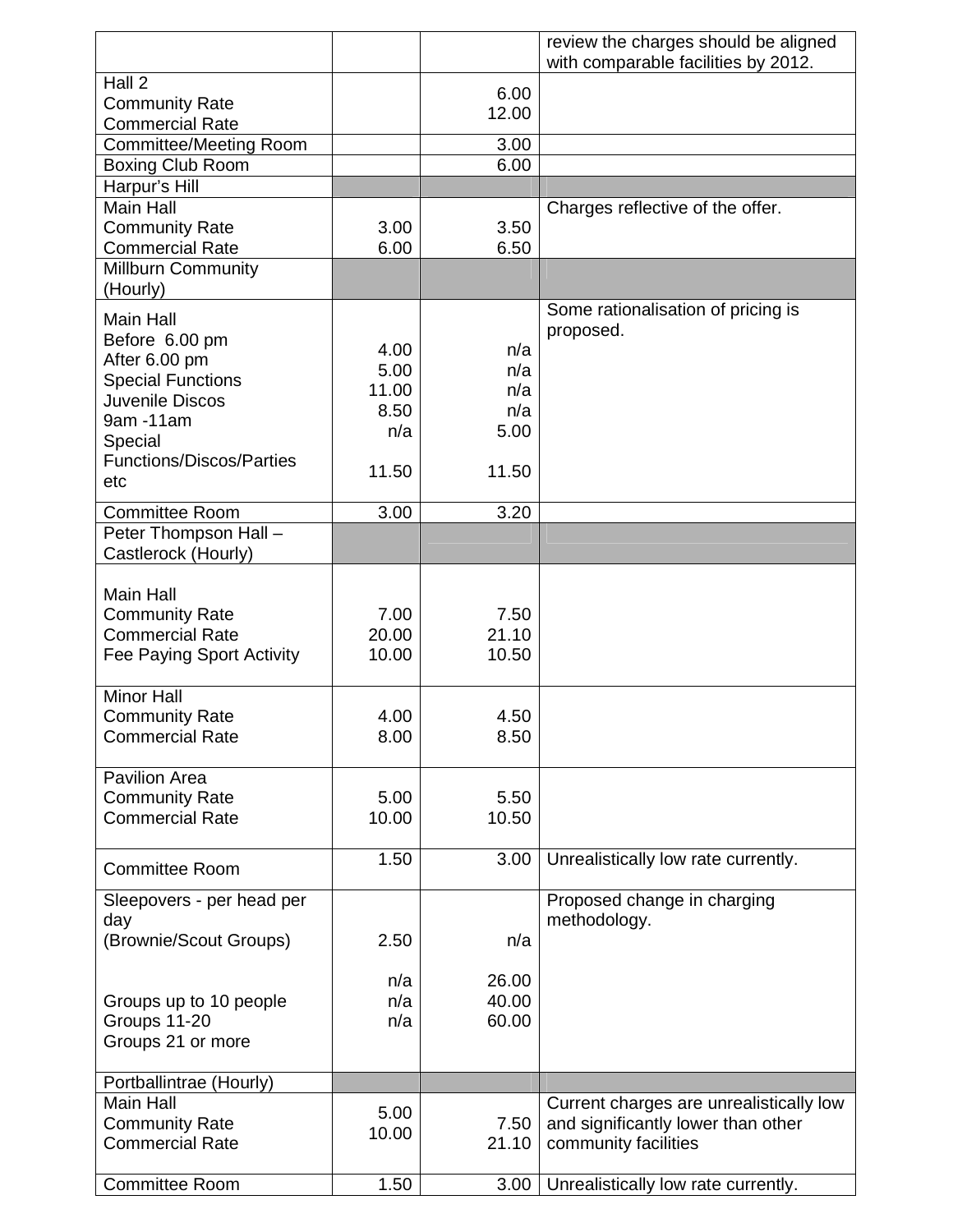| | | | |
|---|---|---|---|
| | | | review the charges should be aligned with comparable facilities by 2012. |
| Hall 2<br>Community Rate<br>Commercial Rate | | 6.00<br>12.00 | |
| Committee/Meeting Room | | 3.00 | |
| Boxing Club Room | | 6.00 | |
| Harpur's Hill | | | |
| Main Hall<br>Community Rate<br>Commercial Rate | 3.00<br>6.00 | 3.50<br>6.50 | Charges reflective of the offer. |
| Millburn Community (Hourly) | | | |
| Main Hall<br>Before 6.00 pm<br>After 6.00 pm<br>Special Functions<br>Juvenile Discos<br>9am -11am<br>Special Functions/Discos/Parties etc | 4.00<br>5.00<br>11.00<br>8.50<br>n/a<br>11.50 | n/a<br>n/a<br>n/a<br>n/a<br>5.00<br>11.50 | Some rationalisation of pricing is proposed. |
| Committee Room | 3.00 | 3.20 | |
| Peter Thompson Hall – Castlerock (Hourly) | | | |
| Main Hall<br>Community Rate<br>Commercial Rate<br>Fee Paying Sport Activity | 7.00<br>20.00<br>10.00 | 7.50<br>21.10<br>10.50 | |
| Minor Hall<br>Community Rate<br>Commercial Rate | 4.00<br>8.00 | 4.50<br>8.50 | |
| Pavilion Area<br>Community Rate<br>Commercial Rate | 5.00<br>10.00 | 5.50<br>10.50 | |
| Committee Room | 1.50 | 3.00 | Unrealistically low rate currently. |
| Sleepovers - per head per day<br>(Brownie/Scout Groups)<br>Groups up to 10 people<br>Groups 11-20<br>Groups 21 or more | 2.50<br>n/a<br>n/a<br>n/a | n/a<br>26.00<br>40.00<br>60.00 | Proposed change in charging methodology. |
| Portballintrae (Hourly) | | | |
| Main Hall<br>Community Rate<br>Commercial Rate | 5.00<br>10.00 | 7.50<br>21.10 | Current charges are unrealistically low and significantly lower than other community facilities |
| Committee Room | 1.50 | 3.00 | Unrealistically low rate currently. |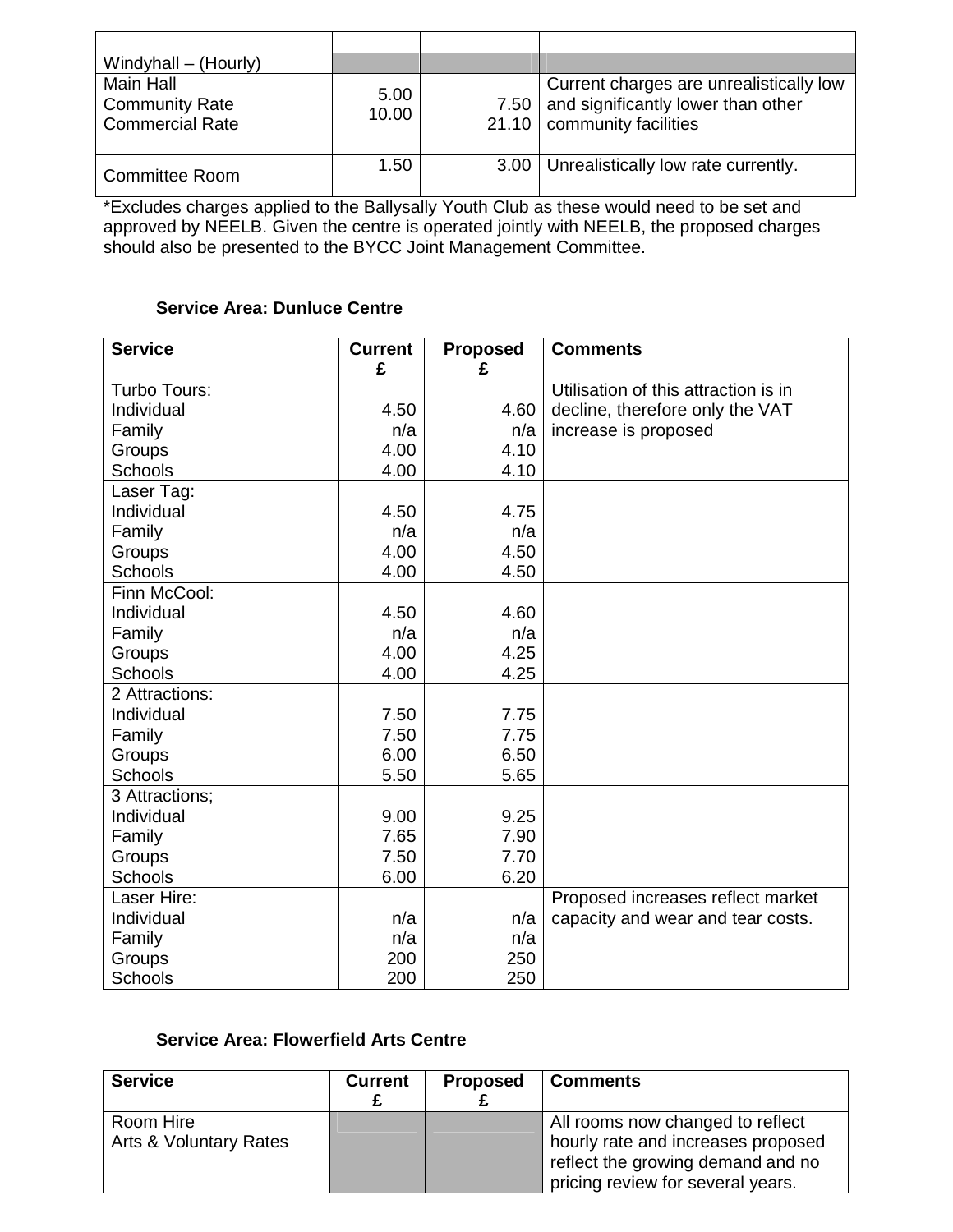| | | | |
|---|---|---|---|
| Windyhall – (Hourly) | | | |
| Main Hall<br>Community Rate<br>Commercial Rate | 5.00<br>10.00 | 7.50<br>21.10 | Current charges are unrealistically low and significantly lower than other community facilities |
| Committee Room | 1.50 | 3.00 | Unrealistically low rate currently. |

*Excludes charges applied to the Ballysally Youth Club as these would need to be set and approved by NEELB. Given the centre is operated jointly with NEELB, the proposed charges should also be presented to the BYCC Joint Management Committee.

**Service Area: Dunluce Centre**

| Service | Current £ | Proposed £ | Comments |
|---|---|---|---|
| Turbo Tours:<br>Individual<br>Family<br>Groups<br>Schools | <br>4.50<br>n/a<br>4.00<br>4.00 | <br>4.60<br>n/a<br>4.10<br>4.10 | Utilisation of this attraction is in decline, therefore only the VAT increase is proposed |
| Laser Tag:<br>Individual<br>Family<br>Groups<br>Schools | <br>4.50<br>n/a<br>4.00<br>4.00 | <br>4.75<br>n/a<br>4.50<br>4.50 | |
| Finn McCool:<br>Individual<br>Family<br>Groups<br>Schools | <br>4.50<br>n/a<br>4.00<br>4.00 | <br>4.60<br>n/a<br>4.25<br>4.25 | |
| 2 Attractions:<br>Individual<br>Family<br>Groups<br>Schools | <br>7.50<br>7.50<br>6.00<br>5.50 | <br>7.75<br>7.75<br>6.50<br>5.65 | |
| 3 Attractions;<br>Individual<br>Family<br>Groups<br>Schools | <br>9.00<br>7.65<br>7.50<br>6.00 | <br>9.25<br>7.90<br>7.70<br>6.20 | |
| Laser Hire:<br>Individual<br>Family<br>Groups<br>Schools | <br>n/a<br>n/a<br>200<br>200 | <br>n/a<br>n/a<br>250<br>250 | Proposed increases reflect market capacity and wear and tear costs. |

**Service Area: Flowerfield Arts Centre**

| Service | Current £ | Proposed £ | Comments |
|---|---|---|---|
| Room Hire<br>Arts & Voluntary Rates | | | All rooms now changed to reflect hourly rate and increases proposed reflect the growing demand and no pricing review for several years. |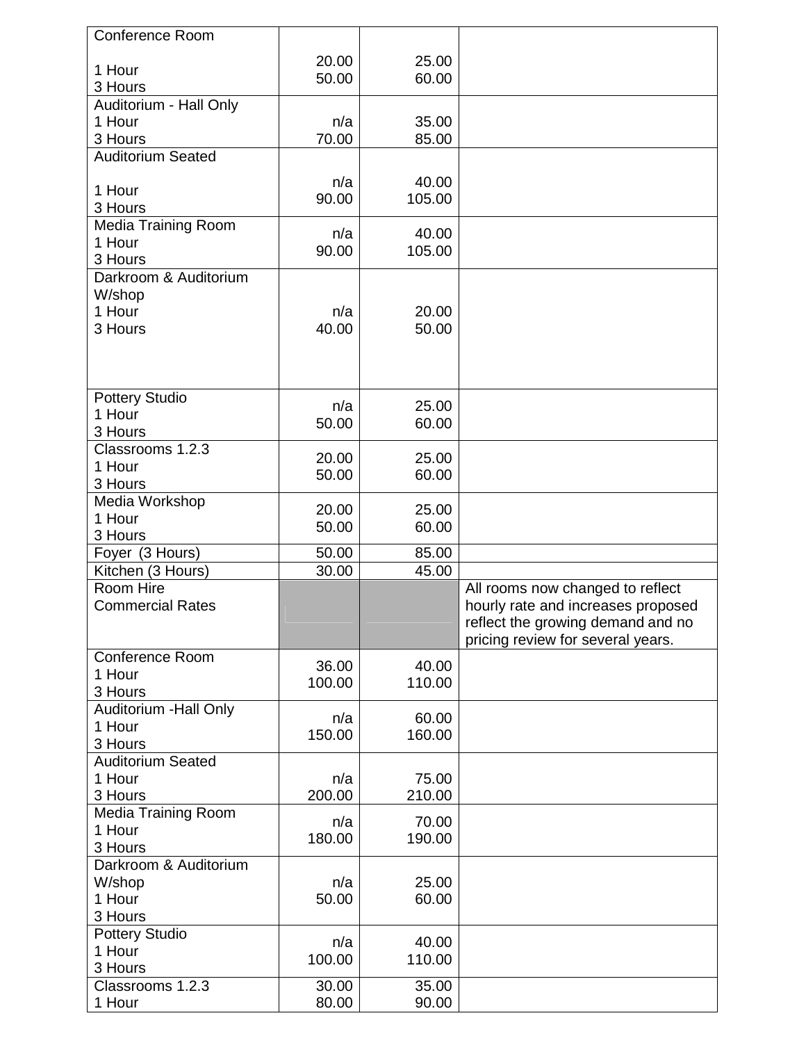| Conference Room<br>1 Hour<br>3 Hours | 20.00<br>50.00 | 25.00<br>60.00 | |
|---|---|---|---|
| Auditorium - Hall Only<br>1 Hour<br>3 Hours | n/a<br>70.00 | 35.00<br>85.00 | |
| Auditorium Seated<br>1 Hour<br>3 Hours | n/a<br>90.00 | 40.00<br>105.00 | |
| Media Training Room<br>1 Hour<br>3 Hours | n/a<br>90.00 | 40.00<br>105.00 | |
| Darkroom & Auditorium W/shop<br>1 Hour<br>3 Hours | n/a<br>40.00 | 20.00<br>50.00 | |
| Pottery Studio<br>1 Hour<br>3 Hours | n/a<br>50.00 | 25.00<br>60.00 | |
| Classrooms 1.2.3<br>1 Hour<br>3 Hours | 20.00<br>50.00 | 25.00<br>60.00 | |
| Media Workshop<br>1 Hour<br>3 Hours | 20.00<br>50.00 | 25.00<br>60.00 | |
| Foyer (3 Hours) | 50.00 | 85.00 | |
| Kitchen (3 Hours) | 30.00 | 45.00 | |
| Room Hire<br>Commercial Rates | | | All rooms now changed to reflect hourly rate and increases proposed reflect the growing demand and no pricing review for several years. |
| Conference Room<br>1 Hour<br>3 Hours | 36.00<br>100.00 | 40.00<br>110.00 | |
| Auditorium -Hall Only<br>1 Hour<br>3 Hours | n/a<br>150.00 | 60.00<br>160.00 | |
| Auditorium Seated<br>1 Hour<br>3 Hours | n/a<br>200.00 | 75.00<br>210.00 | |
| Media Training Room<br>1 Hour<br>3 Hours | n/a<br>180.00 | 70.00<br>190.00 | |
| Darkroom & Auditorium W/shop<br>1 Hour<br>3 Hours | n/a<br>50.00 | 25.00<br>60.00 | |
| Pottery Studio<br>1 Hour<br>3 Hours | n/a<br>100.00 | 40.00<br>110.00 | |
| Classrooms 1.2.3<br>1 Hour | 30.00<br>80.00 | 35.00<br>90.00 | |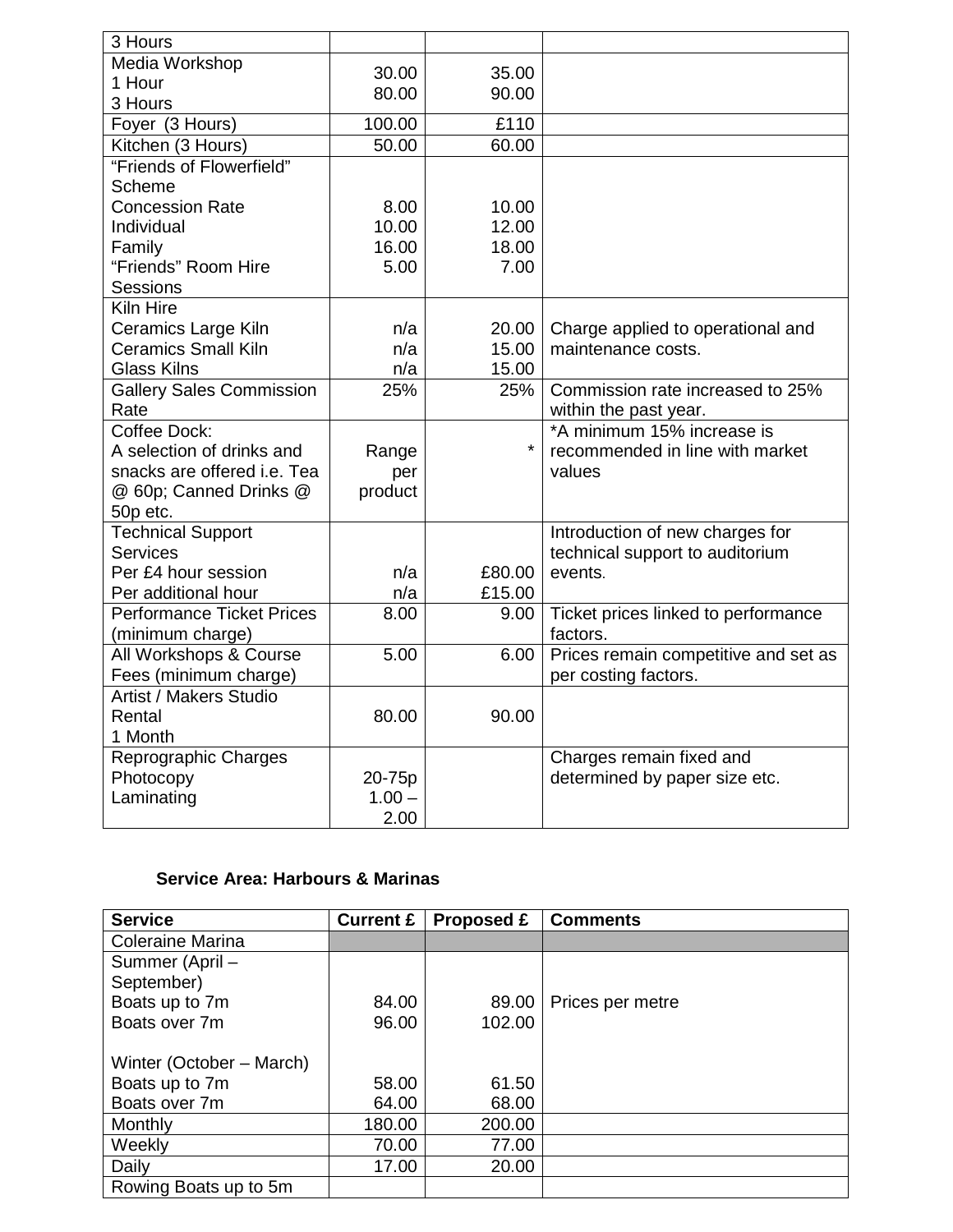| | | | |
|---|---|---|---|
| 3 Hours | | | |
| Media Workshop<br>1 Hour<br>3 Hours | 30.00<br>80.00 | 35.00<br>90.00 | |
| Foyer (3 Hours) | 100.00 | £110 | |
| Kitchen (3 Hours) | 50.00 | 60.00 | |
| "Friends of Flowerfield" Scheme<br>Concession Rate<br>Individual<br>Family<br>"Friends" Room Hire Sessions | <br>8.00<br>10.00<br>16.00<br>5.00 | <br>10.00<br>12.00<br>18.00<br>7.00 | |
| Kiln Hire<br>Ceramics Large Kiln<br>Ceramics Small Kiln<br>Glass Kilns | <br>n/a<br>n/a<br>n/a | <br>20.00<br>15.00<br>15.00 | Charge applied to operational and maintenance costs. |
| Gallery Sales Commission Rate | 25% | 25% | Commission rate increased to 25% within the past year. |
| Coffee Dock:<br>A selection of drinks and snacks are offered i.e. Tea @ 60p; Canned Drinks @ 50p etc. | Range per product | * | *A minimum 15% increase is recommended in line with market values |
| Technical Support Services<br>Per £4 hour session<br>Per additional hour | <br>n/a<br>n/a | <br>£80.00<br>£15.00 | Introduction of new charges for technical support to auditorium events. |
| Performance Ticket Prices (minimum charge) | 8.00 | 9.00 | Ticket prices linked to performance factors. |
| All Workshops & Course Fees (minimum charge) | 5.00 | 6.00 | Prices remain competitive and set as per costing factors. |
| Artist / Makers Studio Rental<br>1 Month | 80.00 | 90.00 | |
| Reprographic Charges<br>Photocopy<br>Laminating | <br>20-75p<br>1.00 – 2.00 | | Charges remain fixed and determined by paper size etc. |

**Service Area: Harbours & Marinas**

| Service | Current £ | Proposed £ | Comments |
|---|---|---|---|
| Coleraine Marina | | | |
| Summer (April – September)<br>Boats up to 7m<br>Boats over 7m<br><br>Winter (October – March)<br>Boats up to 7m<br>Boats over 7m | <br>84.00<br>96.00<br><br><br>58.00<br>64.00 | <br>89.00<br>102.00<br><br><br>61.50<br>68.00 | Prices per metre |
| Monthly | 180.00 | 200.00 | |
| Weekly | 70.00 | 77.00 | |
| Daily | 17.00 | 20.00 | |
| Rowing Boats up to 5m | | | |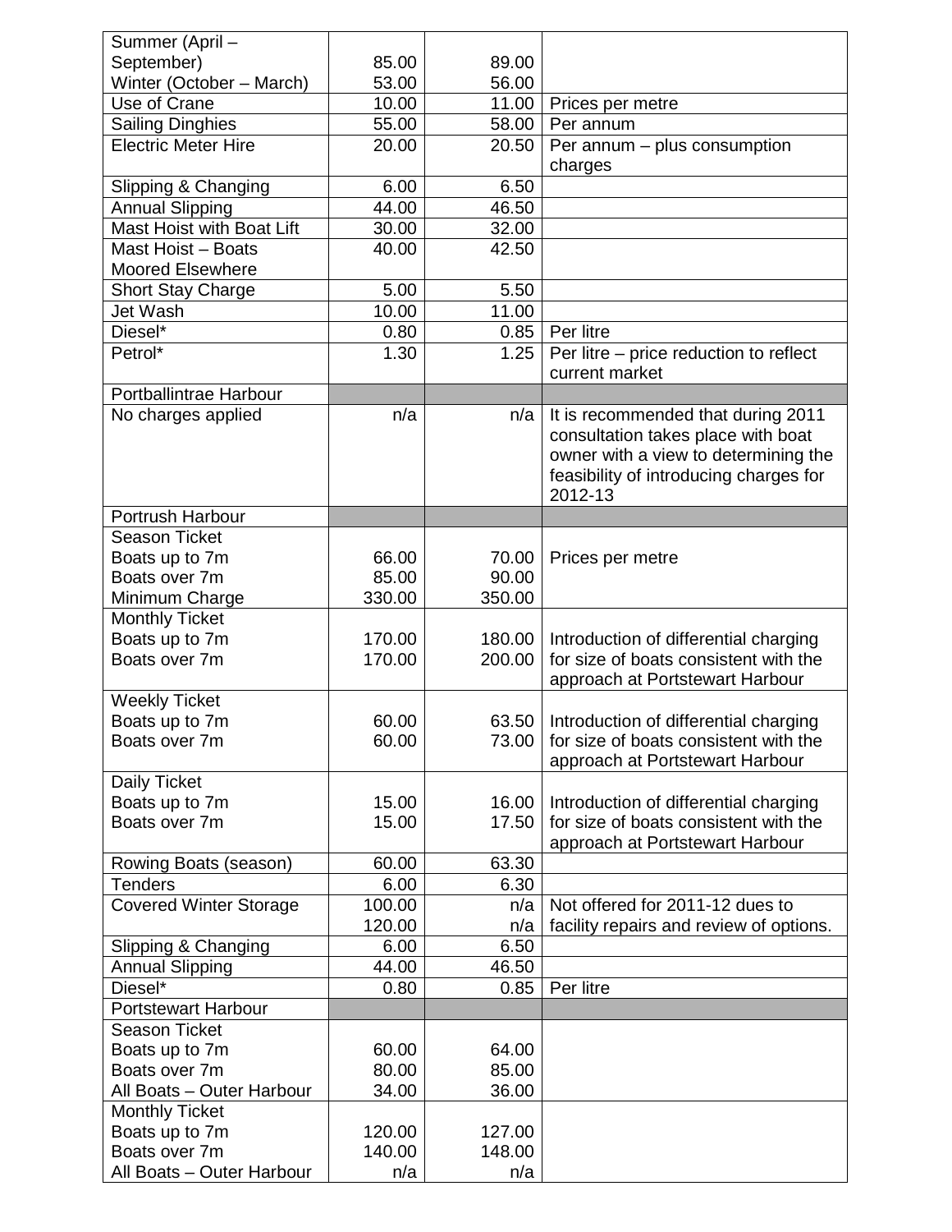| | | | |
|---|---|---|---|
| Summer (April – September)<br>Winter (October – March) | 85.00<br>53.00 | 89.00<br>56.00 | |
| Use of Crane | 10.00 | 11.00 | Prices per metre |
| Sailing Dinghies | 55.00 | 58.00 | Per annum |
| Electric Meter Hire | 20.00 | 20.50 | Per annum – plus consumption charges |
| Slipping & Changing | 6.00 | 6.50 | |
| Annual Slipping | 44.00 | 46.50 | |
| Mast Hoist with Boat Lift | 30.00 | 32.00 | |
| Mast Hoist – Boats Moored Elsewhere | 40.00 | 42.50 | |
| Short Stay Charge | 5.00 | 5.50 | |
| Jet Wash | 10.00 | 11.00 | |
| Diesel* | 0.80 | 0.85 | Per litre |
| Petrol* | 1.30 | 1.25 | Per litre – price reduction to reflect current market |
| Portballintrae Harbour | | | |
| No charges applied | n/a | n/a | It is recommended that during 2011 consultation takes place with boat owner with a view to determining the feasibility of introducing charges for 2012-13 |
| Portrush Harbour | | | |
| Season Ticket<br>Boats up to 7m<br>Boats over 7m<br>Minimum Charge | <br>66.00<br>85.00<br>330.00 | <br>70.00<br>90.00<br>350.00 | <br>Prices per metre |
| Monthly Ticket<br>Boats up to 7m<br>Boats over 7m | <br>170.00<br>170.00 | <br>180.00<br>200.00 | <br>Introduction of differential charging for size of boats consistent with the approach at Portstewart Harbour |
| Weekly Ticket<br>Boats up to 7m<br>Boats over 7m | <br>60.00<br>60.00 | <br>63.50<br>73.00 | <br>Introduction of differential charging for size of boats consistent with the approach at Portstewart Harbour |
| Daily Ticket<br>Boats up to 7m<br>Boats over 7m | <br>15.00<br>15.00 | <br>16.00<br>17.50 | <br>Introduction of differential charging for size of boats consistent with the approach at Portstewart Harbour |
| Rowing Boats (season) | 60.00 | 63.30 | |
| Tenders | 6.00 | 6.30 | |
| Covered Winter Storage | 100.00<br>120.00 | n/a<br>n/a | Not offered for 2011-12 dues to facility repairs and review of options. |
| Slipping & Changing | 6.00 | 6.50 | |
| Annual Slipping | 44.00 | 46.50 | |
| Diesel* | 0.80 | 0.85 | Per litre |
| Portstewart Harbour | | | |
| Season Ticket<br>Boats up to 7m<br>Boats over 7m<br>All Boats – Outer Harbour | <br>60.00<br>80.00<br>34.00 | <br>64.00<br>85.00<br>36.00 | |
| Monthly Ticket<br>Boats up to 7m<br>Boats over 7m<br>All Boats – Outer Harbour | <br>120.00<br>140.00<br>n/a | <br>127.00<br>148.00<br>n/a | |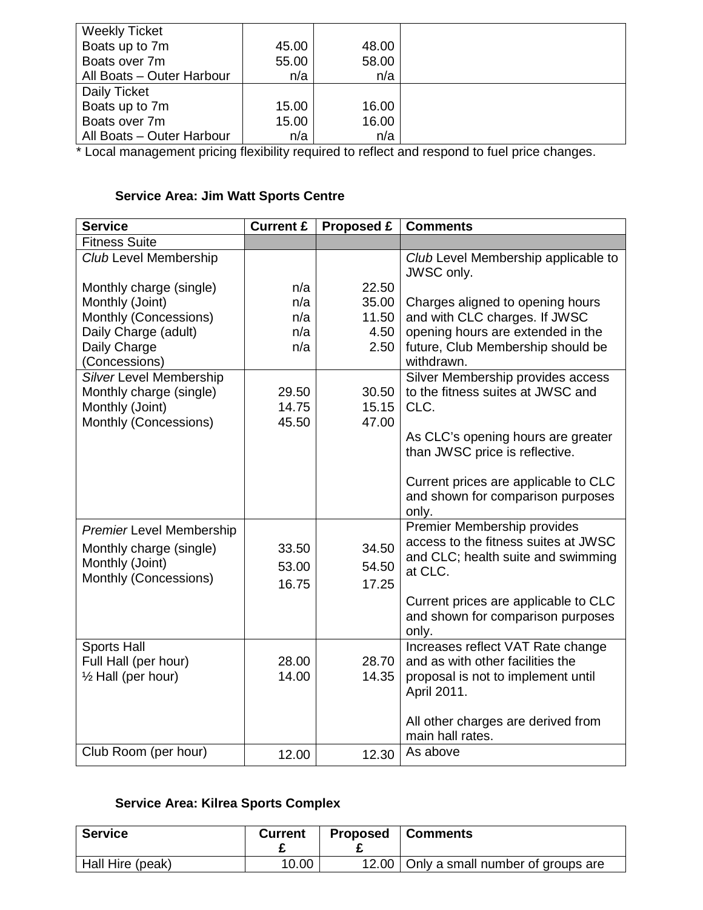| | | | |
|---|---|---|---|
| Weekly Ticket<br>Boats up to 7m<br>Boats over 7m<br>All Boats – Outer Harbour | <br>45.00<br>55.00<br>n/a | <br>48.00<br>58.00<br>n/a | |
| Daily Ticket<br>Boats up to 7m<br>Boats over 7m<br>All Boats – Outer Harbour | <br>15.00<br>15.00<br>n/a | <br>16.00<br>16.00<br>n/a | |

* Local management pricing flexibility required to reflect and respond to fuel price changes.

**Service Area: Jim Watt Sports Centre**

| Service | Current £ | Proposed £ | Comments |
|---|---|---|---|
| Fitness Suite | | | |
| *Club* Level Membership<br><br>Monthly charge (single)<br>Monthly (Joint)<br>Monthly (Concessions)<br>Daily Charge (adult)<br>Daily Charge (Concessions) | <br><br>n/a<br>n/a<br>n/a<br>n/a<br>n/a | <br><br>22.50<br>35.00<br>11.50<br>4.50<br>2.50 | *Club* Level Membership applicable to JWSC only.<br><br>Charges aligned to opening hours and with CLC charges. If JWSC opening hours are extended in the future, Club Membership should be withdrawn. |
| *Silver* Level Membership<br>Monthly charge (single)<br>Monthly (Joint)<br>Monthly (Concessions) | <br>29.50<br>14.75<br>45.50 | <br>30.50<br>15.15<br>47.00 | Silver Membership provides access to the fitness suites at JWSC and CLC.<br><br>As CLC's opening hours are greater than JWSC price is reflective.<br><br>Current prices are applicable to CLC and shown for comparison purposes only. |
| *Premier* Level Membership<br>Monthly charge (single)<br>Monthly (Joint)<br>Monthly (Concessions) | <br>33.50<br>53.00<br>16.75 | <br>34.50<br>54.50<br>17.25 | Premier Membership provides access to the fitness suites at JWSC and CLC; health suite and swimming at CLC.<br><br>Current prices are applicable to CLC and shown for comparison purposes only. |
| Sports Hall<br>Full Hall (per hour)<br>½ Hall (per hour) | <br>28.00<br>14.00 | <br>28.70<br>14.35 | Increases reflect VAT Rate change and as with other facilities the proposal is not to implement until April 2011.<br><br>All other charges are derived from main hall rates. |
| Club Room (per hour) | 12.00 | 12.30 | As above |

**Service Area: Kilrea Sports Complex**

| Service | Current £ | Proposed £ | Comments |
|---|---|---|---|
| Hall Hire (peak) | 10.00 | 12.00 | Only a small number of groups are |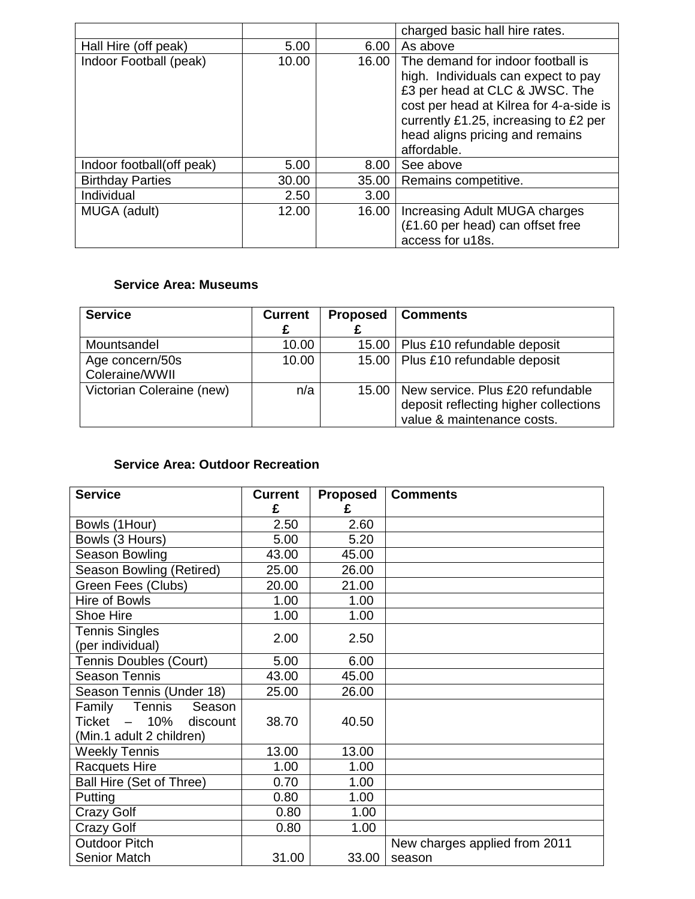| | | | charged basic hall hire rates. |
|---|---|---|---|
| Hall Hire (off peak) | 5.00 | 6.00 | As above |
| Indoor Football (peak) | 10.00 | 16.00 | The demand for indoor football is high. Individuals can expect to pay £3 per head at CLC & JWSC. The cost per head at Kilrea for 4-a-side is currently £1.25, increasing to £2 per head aligns pricing and remains affordable. |
| Indoor football(off peak) | 5.00 | 8.00 | See above |
| Birthday Parties | 30.00 | 35.00 | Remains competitive. |
| Individual | 2.50 | 3.00 | |
| MUGA (adult) | 12.00 | 16.00 | Increasing Adult MUGA charges (£1.60 per head) can offset free access for u18s. |

**Service Area: Museums**

| Service | Current £ | Proposed £ | Comments |
|---|---|---|---|
| Mountsandel | 10.00 | 15.00 | Plus £10 refundable deposit |
| Age concern/50s Coleraine/WWII | 10.00 | 15.00 | Plus £10 refundable deposit |
| Victorian Coleraine (new) | n/a | 15.00 | New service. Plus £20 refundable deposit reflecting higher collections value & maintenance costs. |

**Service Area: Outdoor Recreation**

| Service | Current £ | Proposed £ | Comments |
|---|---|---|---|
| Bowls (1Hour) | 2.50 | 2.60 | |
| Bowls (3 Hours) | 5.00 | 5.20 | |
| Season Bowling | 43.00 | 45.00 | |
| Season Bowling (Retired) | 25.00 | 26.00 | |
| Green Fees (Clubs) | 20.00 | 21.00 | |
| Hire of Bowls | 1.00 | 1.00 | |
| Shoe Hire | 1.00 | 1.00 | |
| Tennis Singles (per individual) | 2.00 | 2.50 | |
| Tennis Doubles (Court) | 5.00 | 6.00 | |
| Season Tennis | 43.00 | 45.00 | |
| Season Tennis (Under 18) | 25.00 | 26.00 | |
| Family Tennis Season Ticket – 10% discount (Min.1 adult 2 children) | 38.70 | 40.50 | |
| Weekly Tennis | 13.00 | 13.00 | |
| Racquets Hire | 1.00 | 1.00 | |
| Ball Hire (Set of Three) | 0.70 | 1.00 | |
| Putting | 0.80 | 1.00 | |
| Crazy Golf | 0.80 | 1.00 | |
| Crazy Golf | 0.80 | 1.00 | |
| Outdoor Pitch Senior Match | 31.00 | 33.00 | New charges applied from 2011 season |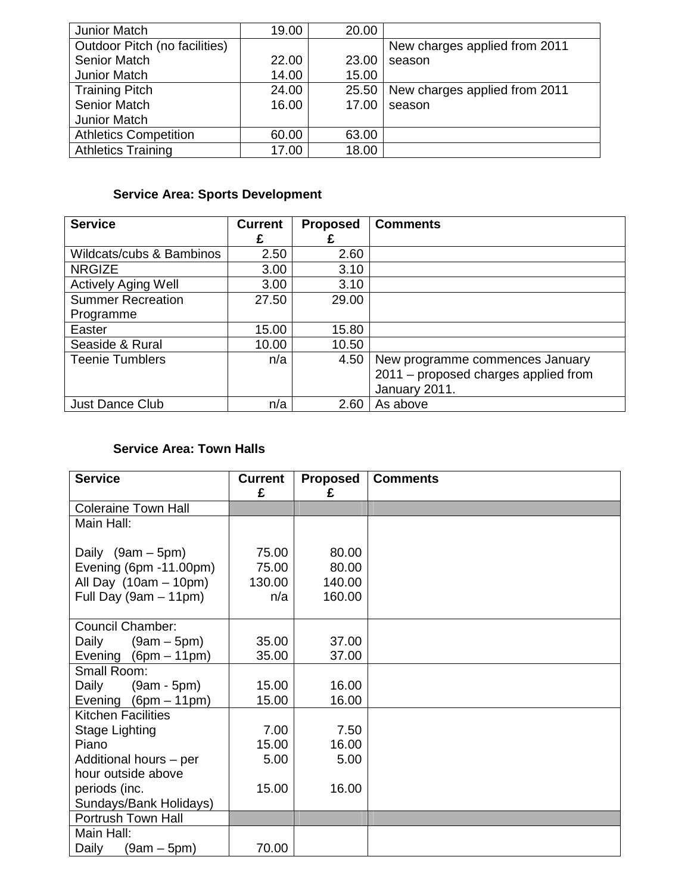| Junior Match | 19.00 | 20.00 | |
|---|---|---|---|
| Outdoor Pitch (no facilities)<br>Senior Match<br>Junior Match | <br>22.00<br>14.00 | <br>23.00<br>15.00 | New charges applied from 2011 season |
| Training Pitch<br>Senior Match<br>Junior Match | 24.00<br>16.00 | 25.50<br>17.00 | New charges applied from 2011 season |
| Athletics Competition | 60.00 | 63.00 | |
| Athletics Training | 17.00 | 18.00 | |

**Service Area: Sports Development**

| Service | Current £ | Proposed £ | Comments |
|---|---|---|---|
| Wildcats/cubs & Bambinos | 2.50 | 2.60 | |
| NRGIZE | 3.00 | 3.10 | |
| Actively Aging Well | 3.00 | 3.10 | |
| Summer Recreation Programme | 27.50 | 29.00 | |
| Easter | 15.00 | 15.80 | |
| Seaside & Rural | 10.00 | 10.50 | |
| Teenie Tumblers | n/a | 4.50 | New programme commences January 2011 – proposed charges applied from January 2011. |
| Just Dance Club | n/a | 2.60 | As above |

**Service Area: Town Halls**

| Service | Current £ | Proposed £ | Comments |
|---|---|---|---|
| Coleraine Town Hall | | | |
| Main Hall:<br><br>Daily (9am – 5pm)<br>Evening (6pm -11.00pm)<br>All Day (10am – 10pm)<br>Full Day (9am – 11pm) | <br><br>75.00<br>75.00<br>130.00<br>n/a | <br><br>80.00<br>80.00<br>140.00<br>160.00 | |
| Council Chamber:<br>Daily (9am – 5pm)<br>Evening (6pm – 11pm) | <br>35.00<br>35.00 | <br>37.00<br>37.00 | |
| Small Room:<br>Daily (9am - 5pm)<br>Evening (6pm – 11pm) | <br>15.00<br>15.00 | <br>16.00<br>16.00 | |
| Kitchen Facilities<br>Stage Lighting<br>Piano<br>Additional hours – per hour outside above periods (inc. Sundays/Bank Holidays) | <br>7.00<br>15.00<br>5.00<br><br>15.00 | <br>7.50<br>16.00<br>5.00<br><br>16.00 | |
| Portrush Town Hall | | | |
| Main Hall:<br>Daily (9am – 5pm) | <br>70.00 | | |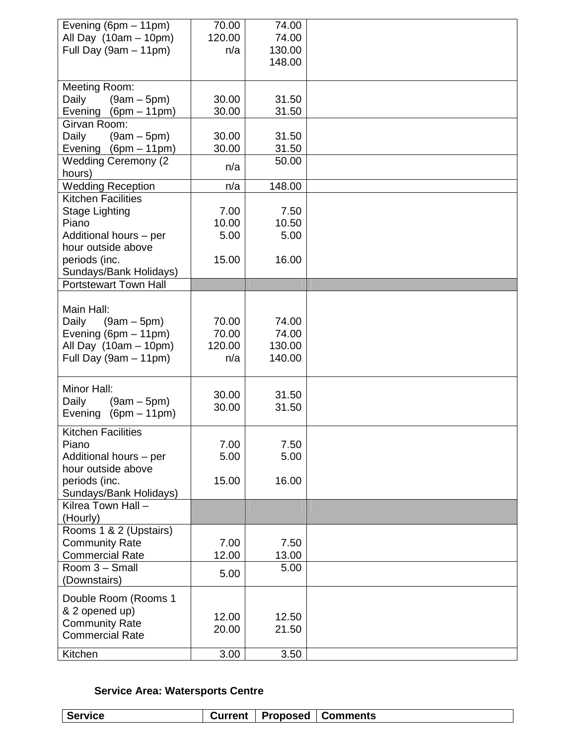| | | | |
|---|---|---|---|
| Evening (6pm – 11pm)<br>All Day (10am – 10pm)<br>Full Day (9am – 11pm) | 70.00<br>120.00<br>n/a | 74.00<br>74.00<br>130.00<br>148.00 | |
| Meeting Room:<br>Daily (9am – 5pm)<br>Evening (6pm – 11pm) | 30.00<br>30.00 | 31.50<br>31.50 | |
| Girvan Room:<br>Daily (9am – 5pm)<br>Evening (6pm – 11pm) | 30.00<br>30.00 | 31.50<br>31.50 | |
| Wedding Ceremony (2 hours) | n/a | 50.00 | |
| Wedding Reception | n/a | 148.00 | |
| Kitchen Facilities<br>Stage Lighting<br>Piano<br>Additional hours – per hour outside above periods (inc. Sundays/Bank Holidays) | 7.00<br>10.00<br>5.00<br>15.00 | 7.50<br>10.50<br>5.00<br>16.00 | |
| Portstewart Town Hall | | | |
| Main Hall:<br>Daily (9am – 5pm)<br>Evening (6pm – 11pm)<br>All Day (10am – 10pm)<br>Full Day (9am – 11pm) | 70.00<br>70.00<br>120.00<br>n/a | 74.00<br>74.00<br>130.00<br>140.00 | |
| Minor Hall:<br>Daily (9am – 5pm)<br>Evening (6pm – 11pm) | 30.00<br>30.00 | 31.50<br>31.50 | |
| Kitchen Facilities<br>Piano<br>Additional hours – per hour outside above periods (inc. Sundays/Bank Holidays) | 7.00<br>5.00<br>15.00 | 7.50<br>5.00<br>16.00 | |
| Kilrea Town Hall – (Hourly) | | | |
| Rooms 1 & 2 (Upstairs)<br>Community Rate<br>Commercial Rate | 7.00<br>12.00 | 7.50<br>13.00 | |
| Room 3 – Small (Downstairs) | 5.00 | 5.00 | |
| Double Room (Rooms 1 & 2 opened up)<br>Community Rate<br>Commercial Rate | 12.00<br>20.00 | 12.50<br>21.50 | |
| Kitchen | 3.00 | 3.50 | |

**Service Area: Watersports Centre**

| Service | Current | Proposed | Comments |
|---|---|---|---|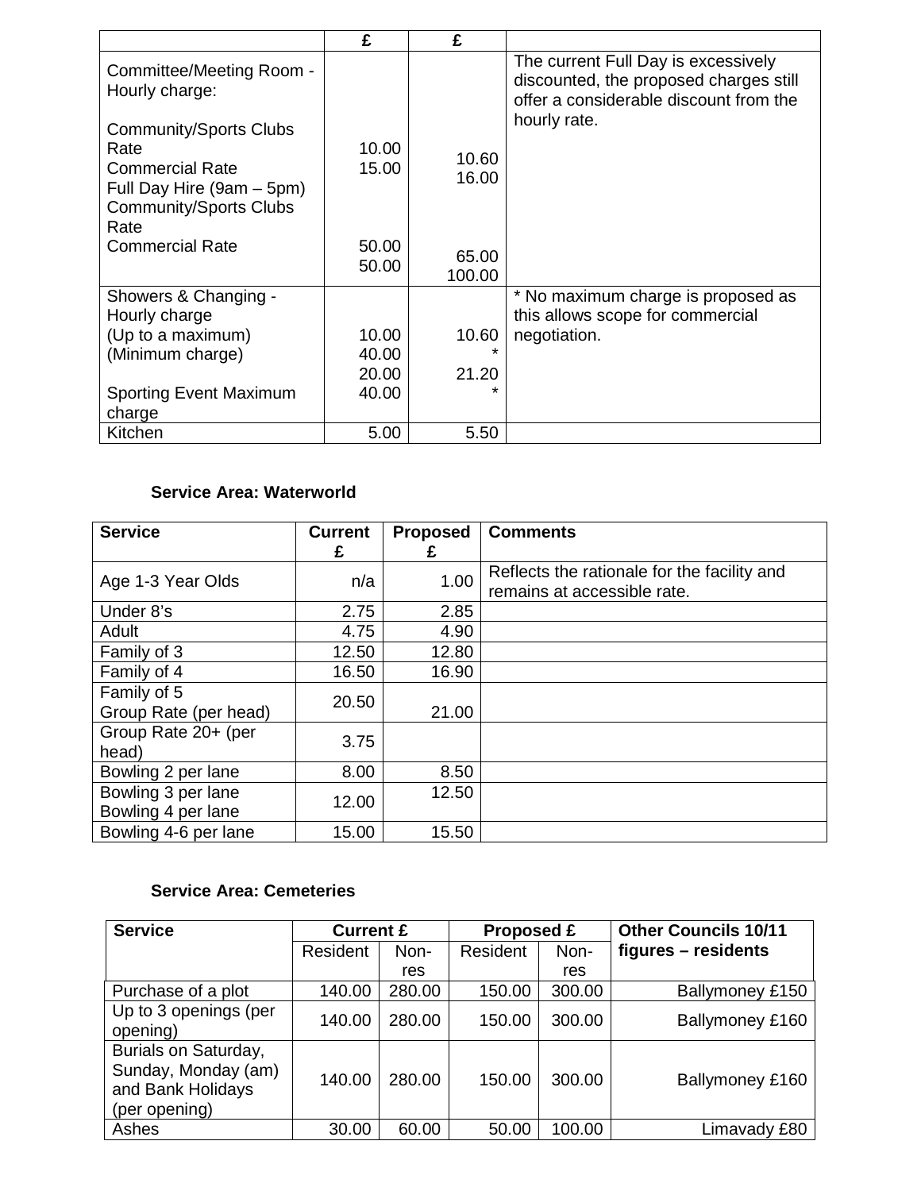| | £ | £ | |
|---|---|---|---|
| Committee/Meeting Room - Hourly charge:<br><br>Community/Sports Clubs Rate<br>Commercial Rate<br>Full Day Hire (9am – 5pm)<br>Community/Sports Clubs Rate<br>Commercial Rate | 10.00<br>15.00<br><br><br>50.00<br>50.00 | 10.60<br>16.00<br><br><br>65.00<br>100.00 | The current Full Day is excessively discounted, the proposed charges still offer a considerable discount from the hourly rate. |
| Showers & Changing - Hourly charge<br>(Up to a maximum)<br>(Minimum charge)<br><br>Sporting Event Maximum charge | 10.00<br>40.00<br>20.00<br>40.00 | 10.60<br>*<br>21.20<br>* | * No maximum charge is proposed as this allows scope for commercial negotiation. |
| Kitchen | 5.00 | 5.50 | |

**Service Area: Waterworld**

| Service | Current £ | Proposed £ | Comments |
|---|---|---|---|
| Age 1-3 Year Olds | n/a | 1.00 | Reflects the rationale for the facility and remains at accessible rate. |
| Under 8's | 2.75 | 2.85 | |
| Adult | 4.75 | 4.90 | |
| Family of 3 | 12.50 | 12.80 | |
| Family of 4 | 16.50 | 16.90 | |
| Family of 5<br>Group Rate (per head) | 20.50 | 21.00 | |
| Group Rate 20+ (per head) | 3.75 | | |
| Bowling 2 per lane | 8.00 | 8.50 | |
| Bowling 3 per lane<br>Bowling 4 per lane | 12.00 | 12.50 | |
| Bowling 4-6 per lane | 15.00 | 15.50 | |

**Service Area: Cemeteries**

| Service | Current £ | | Proposed £ | | Other Councils 10/11 figures – residents |
|---|---|---|---|---|---|
| | Resident | Non-res | Resident | Non-res | |
| Purchase of a plot | 140.00 | 280.00 | 150.00 | 300.00 | Ballymoney £150 |
| Up to 3 openings (per opening) | 140.00 | 280.00 | 150.00 | 300.00 | Ballymoney £160 |
| Burials on Saturday, Sunday, Monday (am) and Bank Holidays (per opening) | 140.00 | 280.00 | 150.00 | 300.00 | Ballymoney £160 |
| Ashes | 30.00 | 60.00 | 50.00 | 100.00 | Limavady £80 |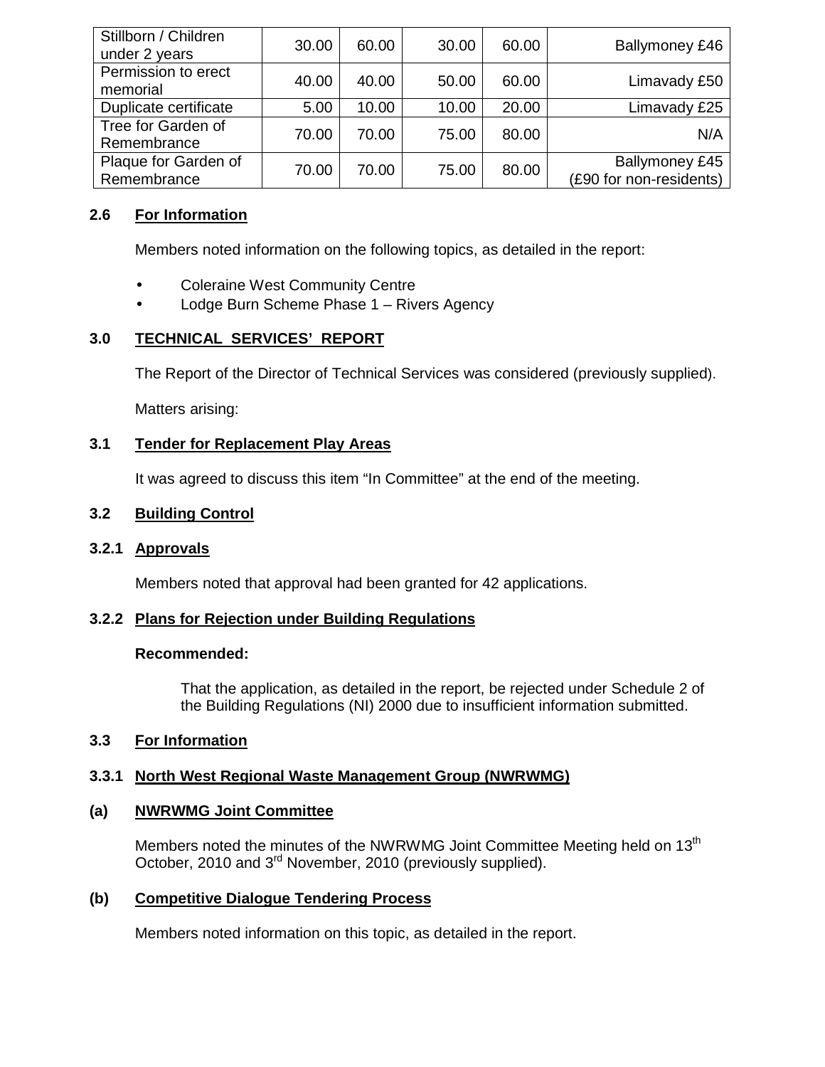| Stillborn / Children under 2 years | 30.00 | 60.00 | 30.00 | 60.00 | Ballymoney £46 |
|---|---|---|---|---|---|
| Permission to erect memorial | 40.00 | 40.00 | 50.00 | 60.00 | Limavady £50 |
| Duplicate certificate | 5.00 | 10.00 | 10.00 | 20.00 | Limavady £25 |
| Tree for Garden of Remembrance | 70.00 | 70.00 | 75.00 | 80.00 | N/A |
| Plaque for Garden of Remembrance | 70.00 | 70.00 | 75.00 | 80.00 | Ballymoney £45 (£90 for non-residents) |

**2.6 For Information**

Members noted information on the following topics, as detailed in the report:

- Coleraine West Community Centre
- Lodge Burn Scheme Phase 1 – Rivers Agency

## 3.0 TECHNICAL SERVICES' REPORT

The Report of the Director of Technical Services was considered (previously supplied).

Matters arising:

**3.1 Tender for Replacement Play Areas**

It was agreed to discuss this item "In Committee" at the end of the meeting.

**3.2 Building Control**

**3.2.1 Approvals**

Members noted that approval had been granted for 42 applications.

**3.2.2 Plans for Rejection under Building Regulations**

**Recommended:**

That the application, as detailed in the report, be rejected under Schedule 2 of the Building Regulations (NI) 2000 due to insufficient information submitted.

**3.3 For Information**

**3.3.1 North West Regional Waste Management Group (NWRWMG)**

**(a) NWRWMG Joint Committee**

Members noted the minutes of the NWRWMG Joint Committee Meeting held on 13th October, 2010 and 3rd November, 2010 (previously supplied).

**(b) Competitive Dialogue Tendering Process**

Members noted information on this topic, as detailed in the report.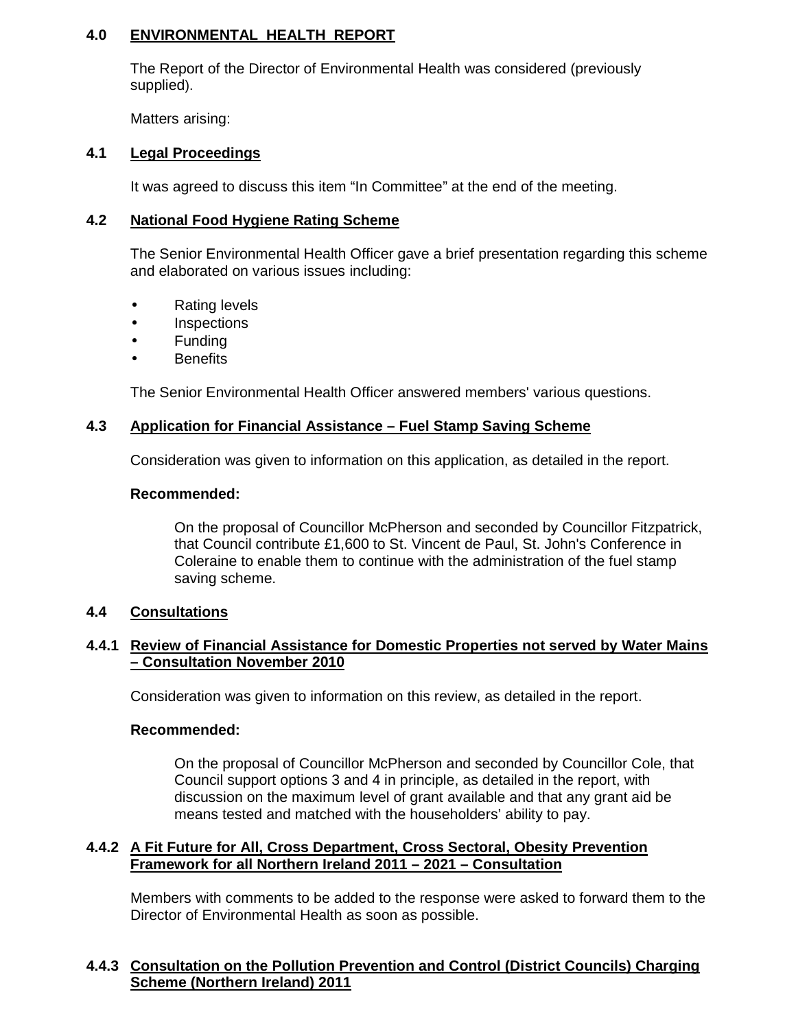## 4.0 ENVIRONMENTAL HEALTH REPORT

The Report of the Director of Environmental Health was considered (previously supplied).

Matters arising:

### 4.1 Legal Proceedings

It was agreed to discuss this item "In Committee" at the end of the meeting.

### 4.2 National Food Hygiene Rating Scheme

The Senior Environmental Health Officer gave a brief presentation regarding this scheme and elaborated on various issues including:

- Rating levels
- Inspections
- Funding
- Benefits

The Senior Environmental Health Officer answered members' various questions.

### 4.3 Application for Financial Assistance – Fuel Stamp Saving Scheme

Consideration was given to information on this application, as detailed in the report.

**Recommended:**

> On the proposal of Councillor McPherson and seconded by Councillor Fitzpatrick, that Council contribute £1,600 to St. Vincent de Paul, St. John's Conference in Coleraine to enable them to continue with the administration of the fuel stamp saving scheme.

### 4.4 Consultations

#### 4.4.1 Review of Financial Assistance for Domestic Properties not served by Water Mains – Consultation November 2010

Consideration was given to information on this review, as detailed in the report.

**Recommended:**

> On the proposal of Councillor McPherson and seconded by Councillor Cole, that Council support options 3 and 4 in principle, as detailed in the report, with discussion on the maximum level of grant available and that any grant aid be means tested and matched with the householders' ability to pay.

#### 4.4.2 A Fit Future for All, Cross Department, Cross Sectoral, Obesity Prevention Framework for all Northern Ireland 2011 – 2021 – Consultation

Members with comments to be added to the response were asked to forward them to the Director of Environmental Health as soon as possible.

#### 4.4.3 Consultation on the Pollution Prevention and Control (District Councils) Charging Scheme (Northern Ireland) 2011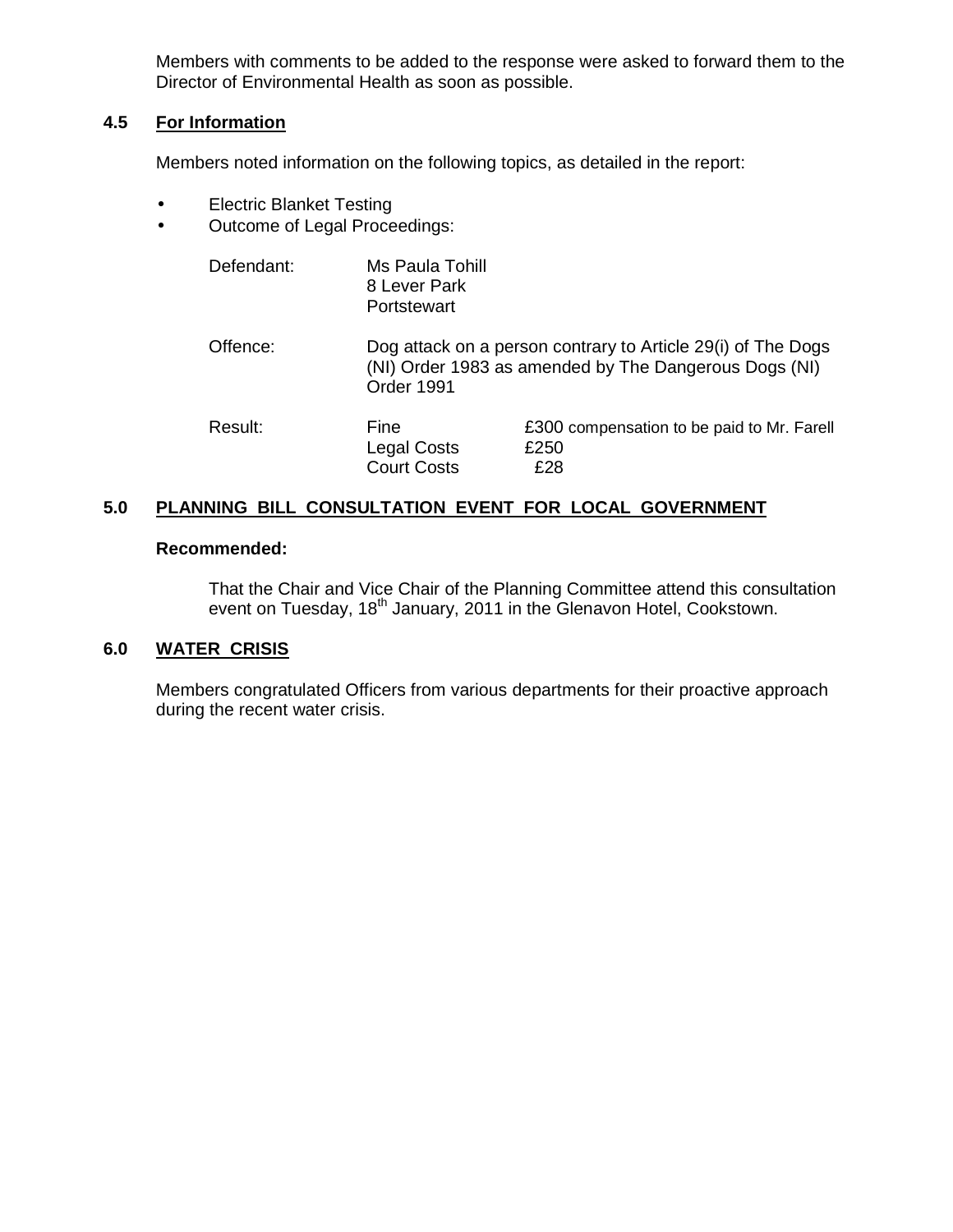Members with comments to be added to the response were asked to forward them to the Director of Environmental Health as soon as possible.

### 4.5 For Information

Members noted information on the following topics, as detailed in the report:

- Electric Blanket Testing
- Outcome of Legal Proceedings:

| | | |
|---|---|---|
| Defendant: | Ms Paula Tohill<br>8 Lever Park<br>Portstewart | |
| Offence: | Dog attack on a person contrary to Article 29(i) of The Dogs (NI) Order 1983 as amended by The Dangerous Dogs (NI) Order 1991 | |
| Result: | Fine<br>Legal Costs<br>Court Costs | £300 compensation to be paid to Mr. Farell<br>£250<br>£28 |

## 5.0 PLANNING BILL CONSULTATION EVENT FOR LOCAL GOVERNMENT

**Recommended:**

That the Chair and Vice Chair of the Planning Committee attend this consultation event on Tuesday, 18th January, 2011 in the Glenavon Hotel, Cookstown.

## 6.0 WATER CRISIS

Members congratulated Officers from various departments for their proactive approach during the recent water crisis.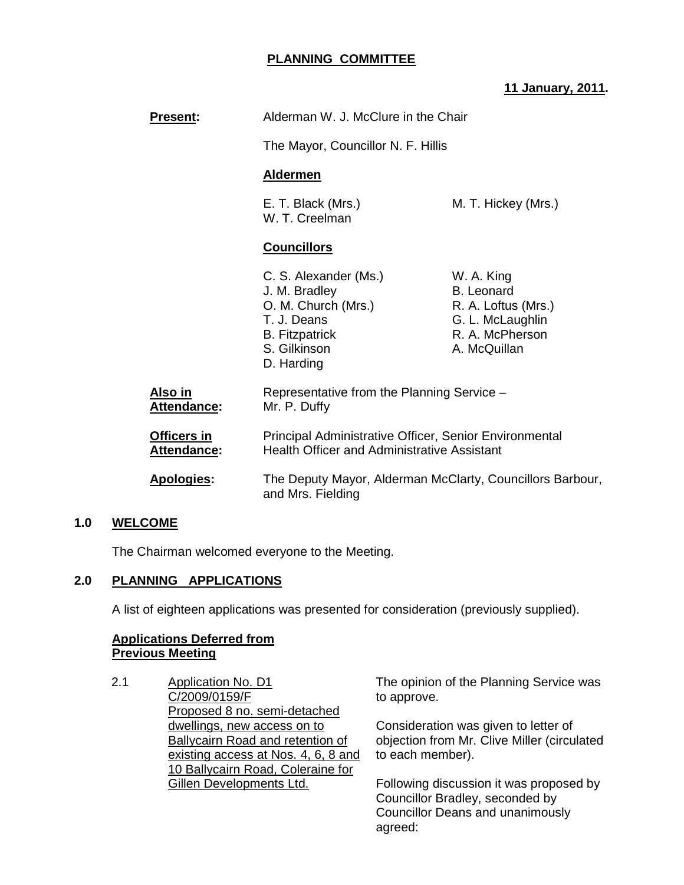# PLANNING COMMITTEE

**11 January, 2011.**

**Present:** Alderman W. J. McClure in the Chair

The Mayor, Councillor N. F. Hillis

**Aldermen**

E. T. Black (Mrs.) | M. T. Hickey (Mrs.)
W. T. Creelman

**Councillors**

C. S. Alexander (Ms.) | W. A. King
J. M. Bradley | B. Leonard
O. M. Church (Mrs.) | R. A. Loftus (Mrs.)
T. J. Deans | G. L. McLaughlin
B. Fitzpatrick | R. A. McPherson
S. Gilkinson | A. McQuillan
D. Harding

**Also in Attendance:** Representative from the Planning Service – Mr. P. Duffy

**Officers in Attendance:** Principal Administrative Officer, Senior Environmental Health Officer and Administrative Assistant

**Apologies:** The Deputy Mayor, Alderman McClarty, Councillors Barbour, and Mrs. Fielding

## 1.0 WELCOME

The Chairman welcomed everyone to the Meeting.

## 2.0 PLANNING APPLICATIONS

A list of eighteen applications was presented for consideration (previously supplied).

**Applications Deferred from Previous Meeting**

2.1 Application No. D1 C/2009/0159/F Proposed 8 no. semi-detached dwellings, new access on to Ballycairn Road and retention of existing access at Nos. 4, 6, 8 and 10 Ballycairn Road, Coleraine for Gillen Developments Ltd.

The opinion of the Planning Service was to approve.

Consideration was given to letter of objection from Mr. Clive Miller (circulated to each member).

Following discussion it was proposed by Councillor Bradley, seconded by Councillor Deans and unanimously agreed: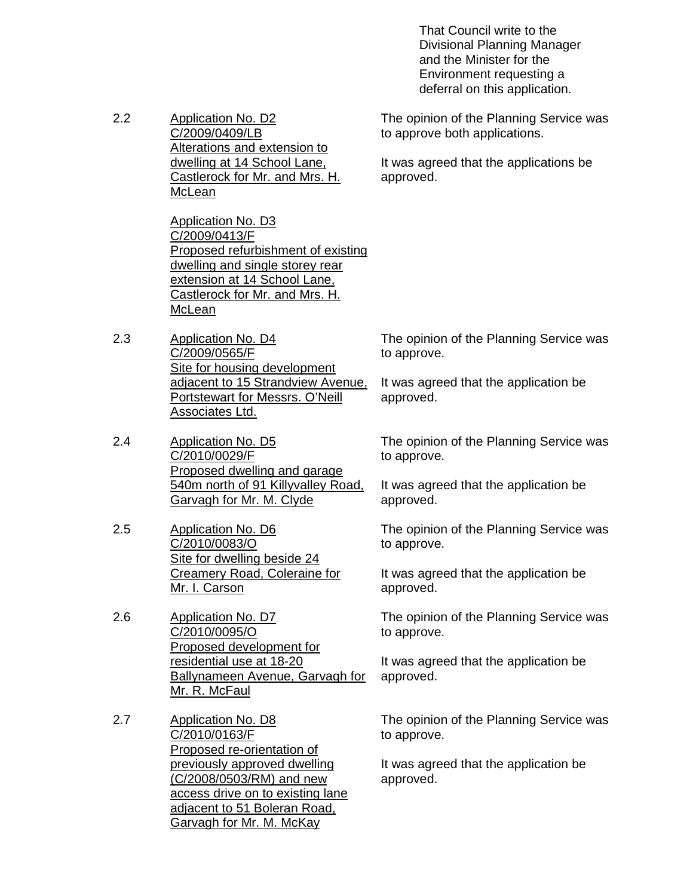That Council write to the Divisional Planning Manager and the Minister for the Environment requesting a deferral on this application.

| | | |
|---|---|---|
| 2.2 | <u>Application No. D2 C/2009/0409/LB Alterations and extension to dwelling at 14 School Lane, Castlerock for Mr. and Mrs. H. McLean</u><br><br><u>Application No. D3 C/2009/0413/F Proposed refurbishment of existing dwelling and single storey rear extension at 14 School Lane, Castlerock for Mr. and Mrs. H. McLean</u> | The opinion of the Planning Service was to approve both applications.<br><br>It was agreed that the applications be approved. |
| 2.3 | <u>Application No. D4 C/2009/0565/F Site for housing development adjacent to 15 Strandview Avenue, Portstewart for Messrs. O'Neill Associates Ltd.</u> | The opinion of the Planning Service was to approve.<br><br>It was agreed that the application be approved. |
| 2.4 | <u>Application No. D5 C/2010/0029/F Proposed dwelling and garage 540m north of 91 Killyvalley Road, Garvagh for Mr. M. Clyde</u> | The opinion of the Planning Service was to approve.<br><br>It was agreed that the application be approved. |
| 2.5 | <u>Application No. D6 C/2010/0083/O Site for dwelling beside 24 Creamery Road, Coleraine for Mr. I. Carson</u> | The opinion of the Planning Service was to approve.<br><br>It was agreed that the application be approved. |
| 2.6 | <u>Application No. D7 C/2010/0095/O Proposed development for residential use at 18-20 Ballynameen Avenue, Garvagh for Mr. R. McFaul</u> | The opinion of the Planning Service was to approve.<br><br>It was agreed that the application be approved. |
| 2.7 | <u>Application No. D8 C/2010/0163/F Proposed re-orientation of previously approved dwelling (C/2008/0503/RM) and new access drive on to existing lane adjacent to 51 Boleran Road, Garvagh for Mr. M. McKay</u> | The opinion of the Planning Service was to approve.<br><br>It was agreed that the application be approved. |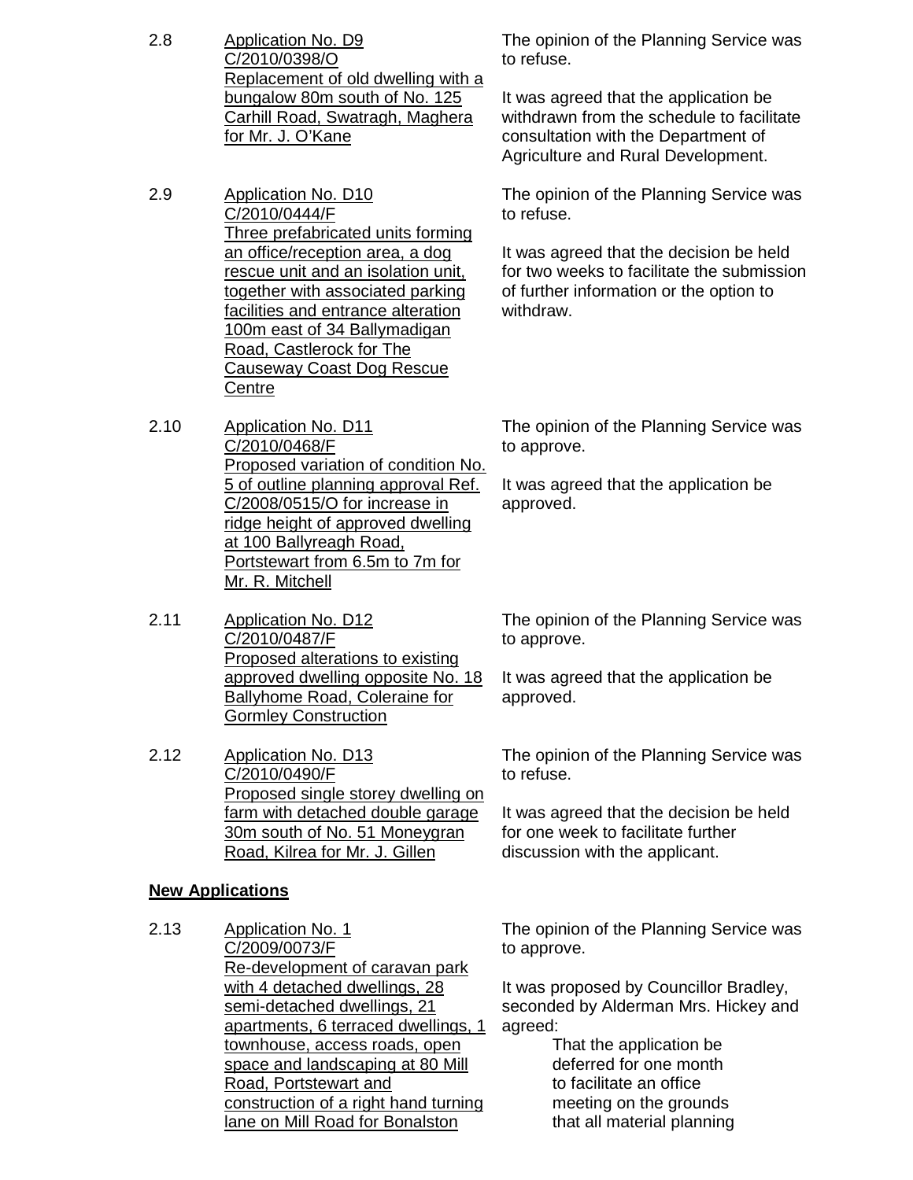2.8 **Application No. D9**
C/2010/0398/O
Replacement of old dwelling with a bungalow 80m south of No. 125 Carhill Road, Swatragh, Maghera for Mr. J. O'Kane

The opinion of the Planning Service was to refuse.

It was agreed that the application be withdrawn from the schedule to facilitate consultation with the Department of Agriculture and Rural Development.

2.9 **Application No. D10**
C/2010/0444/F
Three prefabricated units forming an office/reception area, a dog rescue unit and an isolation unit, together with associated parking facilities and entrance alteration 100m east of 34 Ballymadigan Road, Castlerock for The Causeway Coast Dog Rescue Centre

The opinion of the Planning Service was to refuse.

It was agreed that the decision be held for two weeks to facilitate the submission of further information or the option to withdraw.

2.10 **Application No. D11**
C/2010/0468/F
Proposed variation of condition No. 5 of outline planning approval Ref. C/2008/0515/O for increase in ridge height of approved dwelling at 100 Ballyreagh Road, Portstewart from 6.5m to 7m for Mr. R. Mitchell

The opinion of the Planning Service was to approve.

It was agreed that the application be approved.

2.11 **Application No. D12**
C/2010/0487/F
Proposed alterations to existing approved dwelling opposite No. 18 Ballyhome Road, Coleraine for Gormley Construction

The opinion of the Planning Service was to approve.

It was agreed that the application be approved.

2.12 **Application No. D13**
C/2010/0490/F
Proposed single storey dwelling on farm with detached double garage 30m south of No. 51 Moneygran Road, Kilrea for Mr. J. Gillen

The opinion of the Planning Service was to refuse.

It was agreed that the decision be held for one week to facilitate further discussion with the applicant.

## New Applications

2.13 **Application No. 1**
C/2009/0073/F
Re-development of caravan park with 4 detached dwellings, 28 semi-detached dwellings, 21 apartments, 6 terraced dwellings, 1 townhouse, access roads, open space and landscaping at 80 Mill Road, Portstewart and construction of a right hand turning lane on Mill Road for Bonalston

The opinion of the Planning Service was to approve.

It was proposed by Councillor Bradley, seconded by Alderman Mrs. Hickey and agreed:

> That the application be deferred for one month to facilitate an office meeting on the grounds that all material planning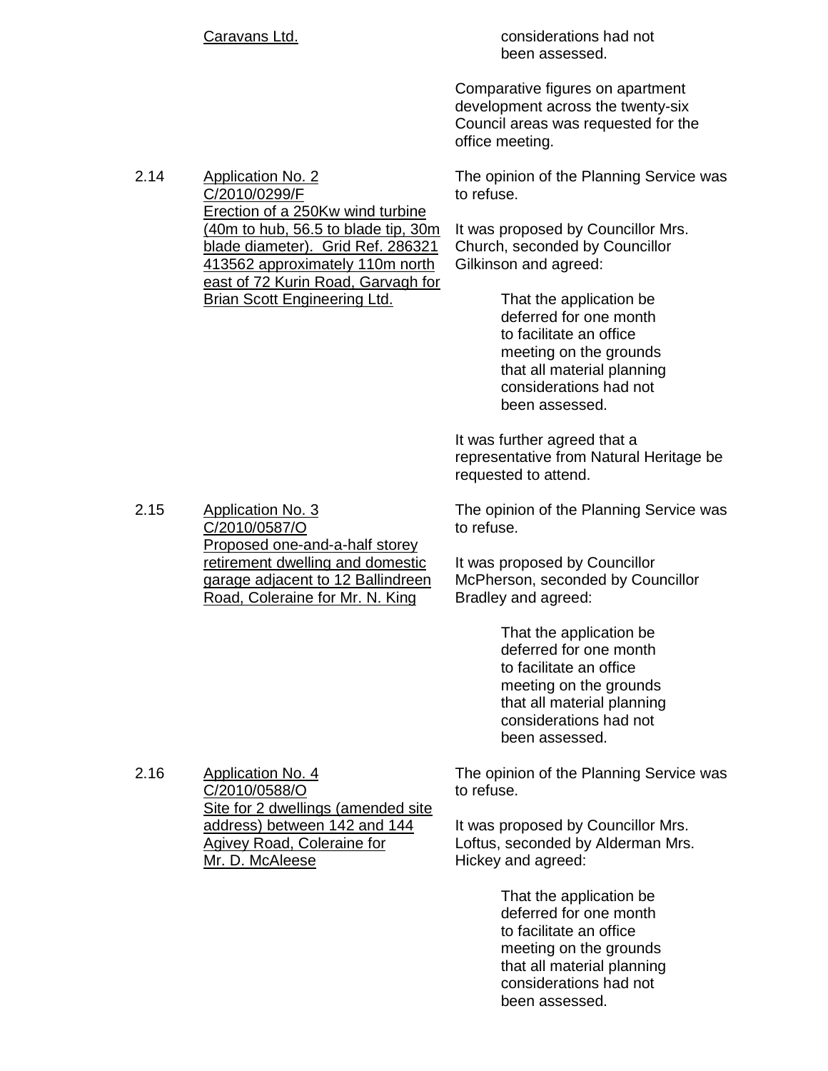| | | |
|---|---|---|
| | Caravans Ltd. | considerations had not been assessed.<br><br>Comparative figures on apartment development across the twenty-six Council areas was requested for the office meeting. |
| 2.14 | Application No. 2<br>C/2010/0299/F<br>Erection of a 250Kw wind turbine (40m to hub, 56.5 to blade tip, 30m blade diameter). Grid Ref. 286321 413562 approximately 110m north east of 72 Kurin Road, Garvagh for Brian Scott Engineering Ltd. | The opinion of the Planning Service was to refuse.<br><br>It was proposed by Councillor Mrs. Church, seconded by Councillor Gilkinson and agreed:<br><br>That the application be deferred for one month to facilitate an office meeting on the grounds that all material planning considerations had not been assessed.<br><br>It was further agreed that a representative from Natural Heritage be requested to attend. |
| 2.15 | Application No. 3<br>C/2010/0587/O<br>Proposed one-and-a-half storey retirement dwelling and domestic garage adjacent to 12 Ballindreen Road, Coleraine for Mr. N. King | The opinion of the Planning Service was to refuse.<br><br>It was proposed by Councillor McPherson, seconded by Councillor Bradley and agreed:<br><br>That the application be deferred for one month to facilitate an office meeting on the grounds that all material planning considerations had not been assessed. |
| 2.16 | Application No. 4<br>C/2010/0588/O<br>Site for 2 dwellings (amended site address) between 142 and 144 Agivey Road, Coleraine for Mr. D. McAleese | The opinion of the Planning Service was to refuse.<br><br>It was proposed by Councillor Mrs. Loftus, seconded by Alderman Mrs. Hickey and agreed:<br><br>That the application be deferred for one month to facilitate an office meeting on the grounds that all material planning considerations had not been assessed. |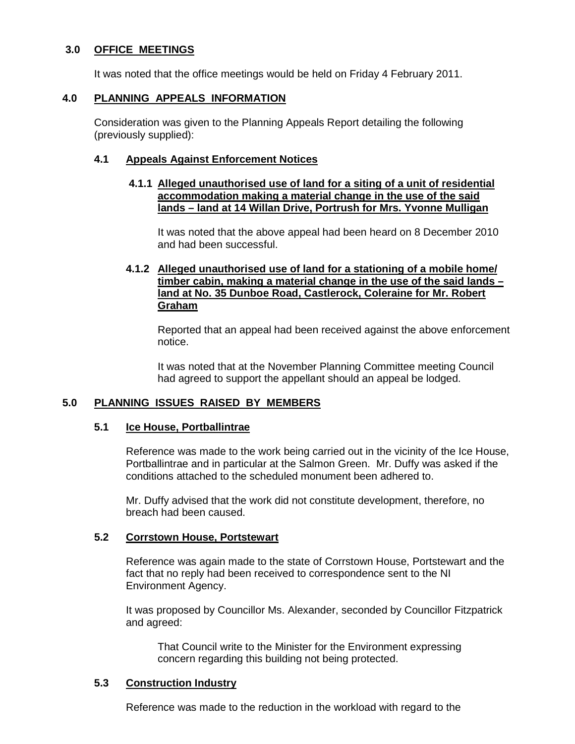## 3.0 OFFICE MEETINGS

It was noted that the office meetings would be held on Friday 4 February 2011.

## 4.0 PLANNING APPEALS INFORMATION

Consideration was given to the Planning Appeals Report detailing the following (previously supplied):

### 4.1 Appeals Against Enforcement Notices

#### 4.1.1 Alleged unauthorised use of land for a siting of a unit of residential accommodation making a material change in the use of the said lands – land at 14 Willan Drive, Portrush for Mrs. Yvonne Mulligan

It was noted that the above appeal had been heard on 8 December 2010 and had been successful.

#### 4.1.2 Alleged unauthorised use of land for a stationing of a mobile home/ timber cabin, making a material change in the use of the said lands – land at No. 35 Dunboe Road, Castlerock, Coleraine for Mr. Robert Graham

Reported that an appeal had been received against the above enforcement notice.

It was noted that at the November Planning Committee meeting Council had agreed to support the appellant should an appeal be lodged.

## 5.0 PLANNING ISSUES RAISED BY MEMBERS

### 5.1 Ice House, Portballintrae

Reference was made to the work being carried out in the vicinity of the Ice House, Portballintrae and in particular at the Salmon Green. Mr. Duffy was asked if the conditions attached to the scheduled monument been adhered to.

Mr. Duffy advised that the work did not constitute development, therefore, no breach had been caused.

### 5.2 Corrstown House, Portstewart

Reference was again made to the state of Corrstown House, Portstewart and the fact that no reply had been received to correspondence sent to the NI Environment Agency.

It was proposed by Councillor Ms. Alexander, seconded by Councillor Fitzpatrick and agreed:

> That Council write to the Minister for the Environment expressing concern regarding this building not being protected.

### 5.3 Construction Industry

Reference was made to the reduction in the workload with regard to the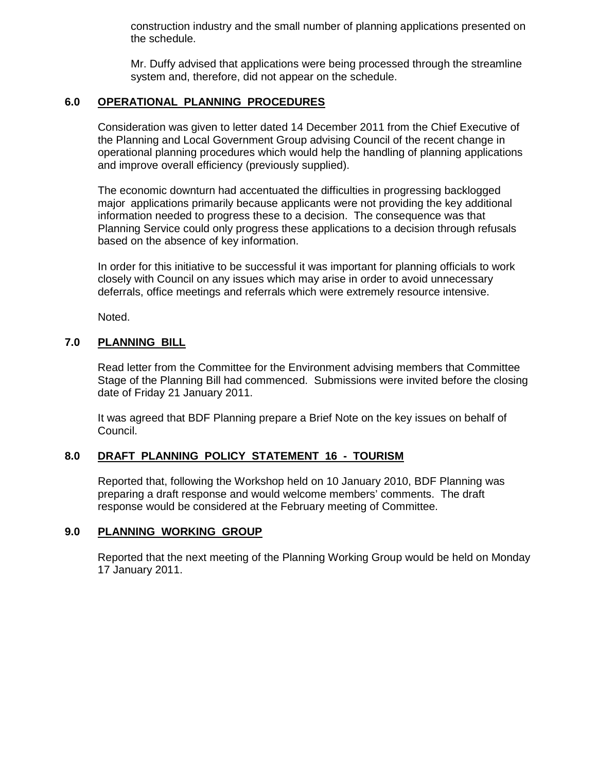construction industry and the small number of planning applications presented on the schedule.

Mr. Duffy advised that applications were being processed through the streamline system and, therefore, did not appear on the schedule.

## 6.0 OPERATIONAL PLANNING PROCEDURES

Consideration was given to letter dated 14 December 2011 from the Chief Executive of the Planning and Local Government Group advising Council of the recent change in operational planning procedures which would help the handling of planning applications and improve overall efficiency (previously supplied).

The economic downturn had accentuated the difficulties in progressing backlogged major applications primarily because applicants were not providing the key additional information needed to progress these to a decision. The consequence was that Planning Service could only progress these applications to a decision through refusals based on the absence of key information.

In order for this initiative to be successful it was important for planning officials to work closely with Council on any issues which may arise in order to avoid unnecessary deferrals, office meetings and referrals which were extremely resource intensive.

Noted.

## 7.0 PLANNING BILL

Read letter from the Committee for the Environment advising members that Committee Stage of the Planning Bill had commenced. Submissions were invited before the closing date of Friday 21 January 2011.

It was agreed that BDF Planning prepare a Brief Note on the key issues on behalf of Council.

## 8.0 DRAFT PLANNING POLICY STATEMENT 16 - TOURISM

Reported that, following the Workshop held on 10 January 2010, BDF Planning was preparing a draft response and would welcome members' comments. The draft response would be considered at the February meeting of Committee.

## 9.0 PLANNING WORKING GROUP

Reported that the next meeting of the Planning Working Group would be held on Monday 17 January 2011.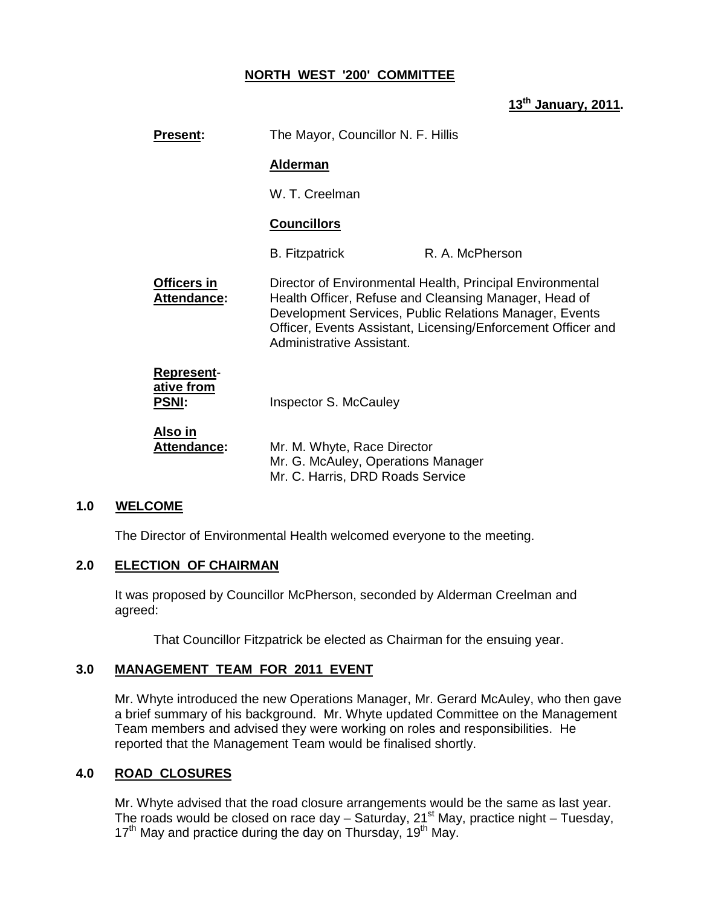**NORTH WEST '200' COMMITTEE**

**13th January, 2011.**

**Present:** The Mayor, Councillor N. F. Hillis

**Alderman**

W. T. Creelman

**Councillors**

B. Fitzpatrick R. A. McPherson

**Officers in Attendance:** Director of Environmental Health, Principal Environmental Health Officer, Refuse and Cleansing Manager, Head of Development Services, Public Relations Manager, Events Officer, Events Assistant, Licensing/Enforcement Officer and Administrative Assistant.

**Representative from PSNI:** Inspector S. McCauley

**Also in Attendance:** Mr. M. Whyte, Race Director
Mr. G. McAuley, Operations Manager
Mr. C. Harris, DRD Roads Service

## 1.0 WELCOME

The Director of Environmental Health welcomed everyone to the meeting.

## 2.0 ELECTION OF CHAIRMAN

It was proposed by Councillor McPherson, seconded by Alderman Creelman and agreed:

That Councillor Fitzpatrick be elected as Chairman for the ensuing year.

## 3.0 MANAGEMENT TEAM FOR 2011 EVENT

Mr. Whyte introduced the new Operations Manager, Mr. Gerard McAuley, who then gave a brief summary of his background. Mr. Whyte updated Committee on the Management Team members and advised they were working on roles and responsibilities. He reported that the Management Team would be finalised shortly.

## 4.0 ROAD CLOSURES

Mr. Whyte advised that the road closure arrangements would be the same as last year. The roads would be closed on race day – Saturday, 21st May, practice night – Tuesday, 17th May and practice during the day on Thursday, 19th May.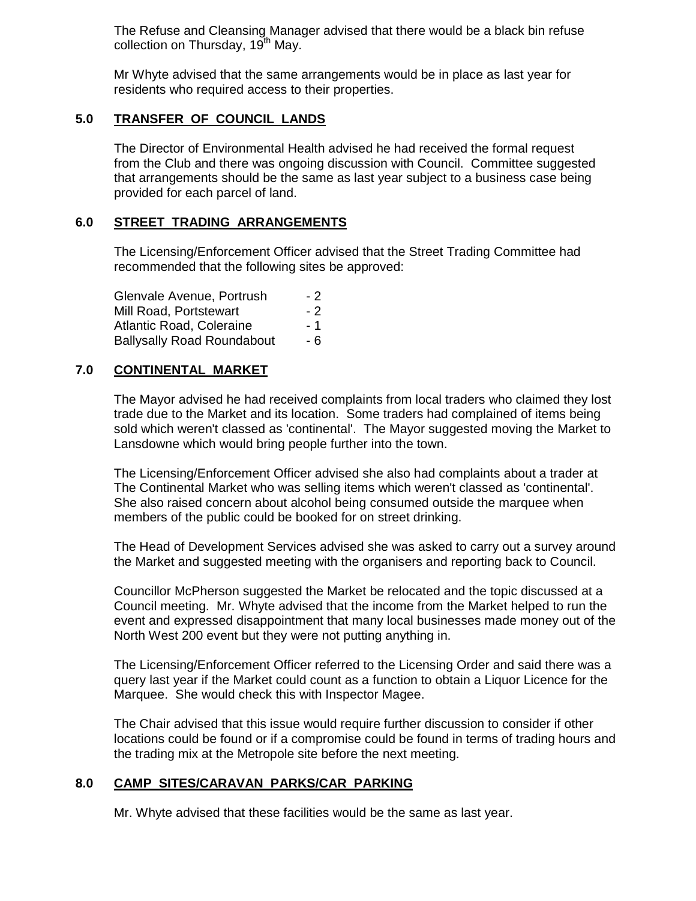The Refuse and Cleansing Manager advised that there would be a black bin refuse collection on Thursday, 19th May.

Mr Whyte advised that the same arrangements would be in place as last year for residents who required access to their properties.

## 5.0 TRANSFER OF COUNCIL LANDS

The Director of Environmental Health advised he had received the formal request from the Club and there was ongoing discussion with Council. Committee suggested that arrangements should be the same as last year subject to a business case being provided for each parcel of land.

## 6.0 STREET TRADING ARRANGEMENTS

The Licensing/Enforcement Officer advised that the Street Trading Committee had recommended that the following sites be approved:

| | |
|---|---|
| Glenvale Avenue, Portrush | - 2 |
| Mill Road, Portstewart | - 2 |
| Atlantic Road, Coleraine | - 1 |
| Ballysally Road Roundabout | - 6 |

## 7.0 CONTINENTAL MARKET

The Mayor advised he had received complaints from local traders who claimed they lost trade due to the Market and its location. Some traders had complained of items being sold which weren't classed as 'continental'. The Mayor suggested moving the Market to Lansdowne which would bring people further into the town.

The Licensing/Enforcement Officer advised she also had complaints about a trader at The Continental Market who was selling items which weren't classed as 'continental'. She also raised concern about alcohol being consumed outside the marquee when members of the public could be booked for on street drinking.

The Head of Development Services advised she was asked to carry out a survey around the Market and suggested meeting with the organisers and reporting back to Council.

Councillor McPherson suggested the Market be relocated and the topic discussed at a Council meeting. Mr. Whyte advised that the income from the Market helped to run the event and expressed disappointment that many local businesses made money out of the North West 200 event but they were not putting anything in.

The Licensing/Enforcement Officer referred to the Licensing Order and said there was a query last year if the Market could count as a function to obtain a Liquor Licence for the Marquee. She would check this with Inspector Magee.

The Chair advised that this issue would require further discussion to consider if other locations could be found or if a compromise could be found in terms of trading hours and the trading mix at the Metropole site before the next meeting.

## 8.0 CAMP SITES/CARAVAN PARKS/CAR PARKING

Mr. Whyte advised that these facilities would be the same as last year.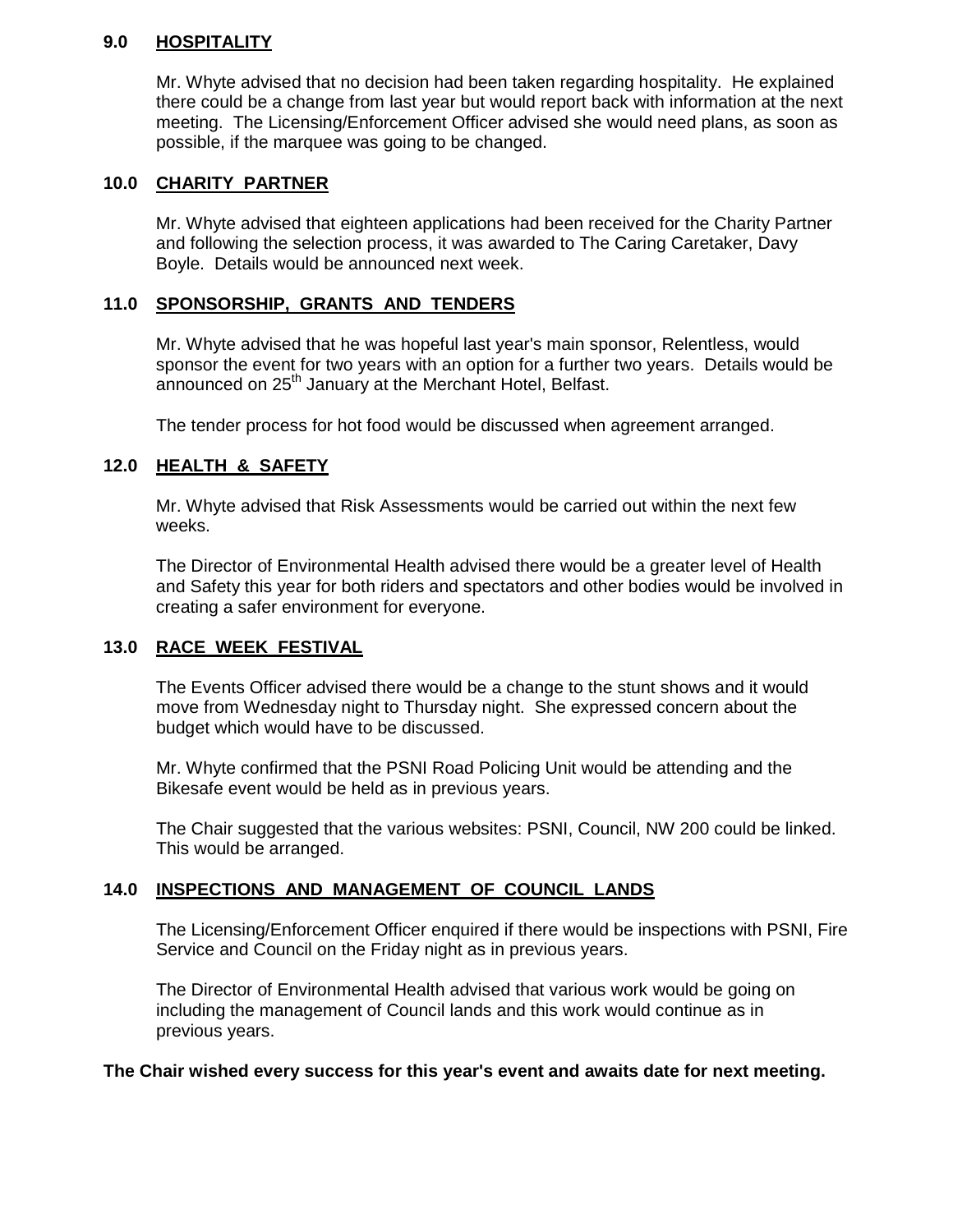## 9.0 HOSPITALITY

Mr. Whyte advised that no decision had been taken regarding hospitality. He explained there could be a change from last year but would report back with information at the next meeting. The Licensing/Enforcement Officer advised she would need plans, as soon as possible, if the marquee was going to be changed.

## 10.0 CHARITY PARTNER

Mr. Whyte advised that eighteen applications had been received for the Charity Partner and following the selection process, it was awarded to The Caring Caretaker, Davy Boyle. Details would be announced next week.

## 11.0 SPONSORSHIP, GRANTS AND TENDERS

Mr. Whyte advised that he was hopeful last year's main sponsor, Relentless, would sponsor the event for two years with an option for a further two years. Details would be announced on 25th January at the Merchant Hotel, Belfast.

The tender process for hot food would be discussed when agreement arranged.

## 12.0 HEALTH & SAFETY

Mr. Whyte advised that Risk Assessments would be carried out within the next few weeks.

The Director of Environmental Health advised there would be a greater level of Health and Safety this year for both riders and spectators and other bodies would be involved in creating a safer environment for everyone.

## 13.0 RACE WEEK FESTIVAL

The Events Officer advised there would be a change to the stunt shows and it would move from Wednesday night to Thursday night. She expressed concern about the budget which would have to be discussed.

Mr. Whyte confirmed that the PSNI Road Policing Unit would be attending and the Bikesafe event would be held as in previous years.

The Chair suggested that the various websites: PSNI, Council, NW 200 could be linked. This would be arranged.

## 14.0 INSPECTIONS AND MANAGEMENT OF COUNCIL LANDS

The Licensing/Enforcement Officer enquired if there would be inspections with PSNI, Fire Service and Council on the Friday night as in previous years.

The Director of Environmental Health advised that various work would be going on including the management of Council lands and this work would continue as in previous years.

**The Chair wished every success for this year's event and awaits date for next meeting.**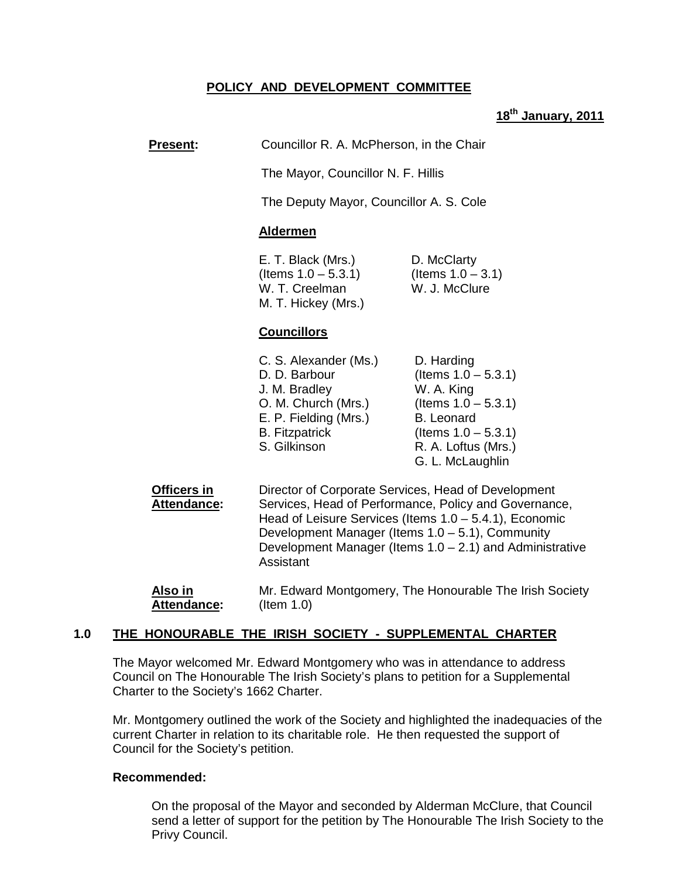## POLICY AND DEVELOPMENT COMMITTEE

**18th January, 2011**

**Present:** Councillor R. A. McPherson, in the Chair

The Mayor, Councillor N. F. Hillis

The Deputy Mayor, Councillor A. S. Cole

**Aldermen**

| | |
|---|---|
| E. T. Black (Mrs.) (Items 1.0 – 5.3.1) | D. McClarty (Items 1.0 – 3.1) |
| W. T. Creelman | W. J. McClure |
| M. T. Hickey (Mrs.) | |

**Councillors**

| | |
|---|---|
| C. S. Alexander (Ms.) | D. Harding (Items 1.0 – 5.3.1) |
| D. D. Barbour | W. A. King (Items 1.0 – 5.3.1) |
| J. M. Bradley | B. Leonard (Items 1.0 – 5.3.1) |
| O. M. Church (Mrs.) | R. A. Loftus (Mrs.) |
| E. P. Fielding (Mrs.) | G. L. McLaughlin |
| B. Fitzpatrick | |
| S. Gilkinson | |

**Officers in Attendance:** Director of Corporate Services, Head of Development Services, Head of Performance, Policy and Governance, Head of Leisure Services (Items 1.0 – 5.4.1), Economic Development Manager (Items 1.0 – 5.1), Community Development Manager (Items 1.0 – 2.1) and Administrative Assistant

**Also in Attendance:** Mr. Edward Montgomery, The Honourable The Irish Society (Item 1.0)

### 1.0 THE HONOURABLE THE IRISH SOCIETY - SUPPLEMENTAL CHARTER

The Mayor welcomed Mr. Edward Montgomery who was in attendance to address Council on The Honourable The Irish Society's plans to petition for a Supplemental Charter to the Society's 1662 Charter.

Mr. Montgomery outlined the work of the Society and highlighted the inadequacies of the current Charter in relation to its charitable role. He then requested the support of Council for the Society's petition.

**Recommended:**

On the proposal of the Mayor and seconded by Alderman McClure, that Council send a letter of support for the petition by The Honourable The Irish Society to the Privy Council.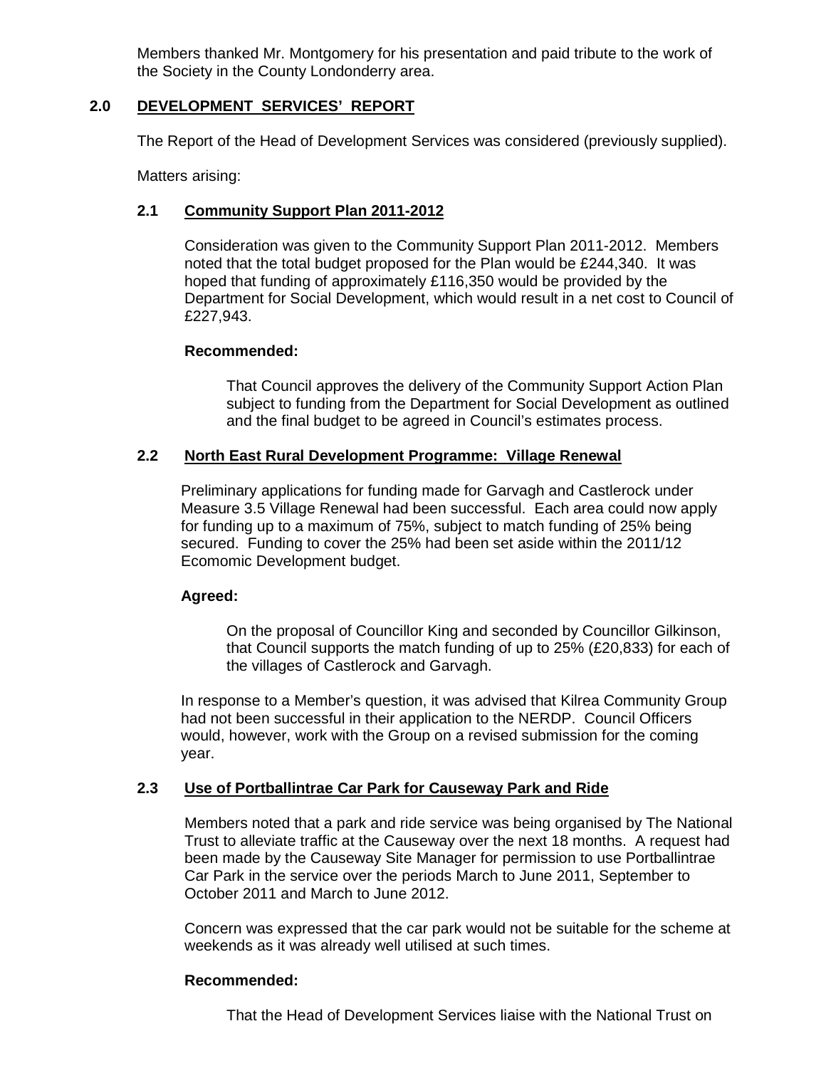Members thanked Mr. Montgomery for his presentation and paid tribute to the work of the Society in the County Londonderry area.

## 2.0 DEVELOPMENT SERVICES' REPORT

The Report of the Head of Development Services was considered (previously supplied).

Matters arising:

### 2.1 Community Support Plan 2011-2012

Consideration was given to the Community Support Plan 2011-2012. Members noted that the total budget proposed for the Plan would be £244,340. It was hoped that funding of approximately £116,350 would be provided by the Department for Social Development, which would result in a net cost to Council of £227,943.

**Recommended:**

That Council approves the delivery of the Community Support Action Plan subject to funding from the Department for Social Development as outlined and the final budget to be agreed in Council's estimates process.

### 2.2 North East Rural Development Programme: Village Renewal

Preliminary applications for funding made for Garvagh and Castlerock under Measure 3.5 Village Renewal had been successful. Each area could now apply for funding up to a maximum of 75%, subject to match funding of 25% being secured. Funding to cover the 25% had been set aside within the 2011/12 Ecomomic Development budget.

**Agreed:**

On the proposal of Councillor King and seconded by Councillor Gilkinson, that Council supports the match funding of up to 25% (£20,833) for each of the villages of Castlerock and Garvagh.

In response to a Member's question, it was advised that Kilrea Community Group had not been successful in their application to the NERDP. Council Officers would, however, work with the Group on a revised submission for the coming year.

### 2.3 Use of Portballintrae Car Park for Causeway Park and Ride

Members noted that a park and ride service was being organised by The National Trust to alleviate traffic at the Causeway over the next 18 months. A request had been made by the Causeway Site Manager for permission to use Portballintrae Car Park in the service over the periods March to June 2011, September to October 2011 and March to June 2012.

Concern was expressed that the car park would not be suitable for the scheme at weekends as it was already well utilised at such times.

**Recommended:**

That the Head of Development Services liaise with the National Trust on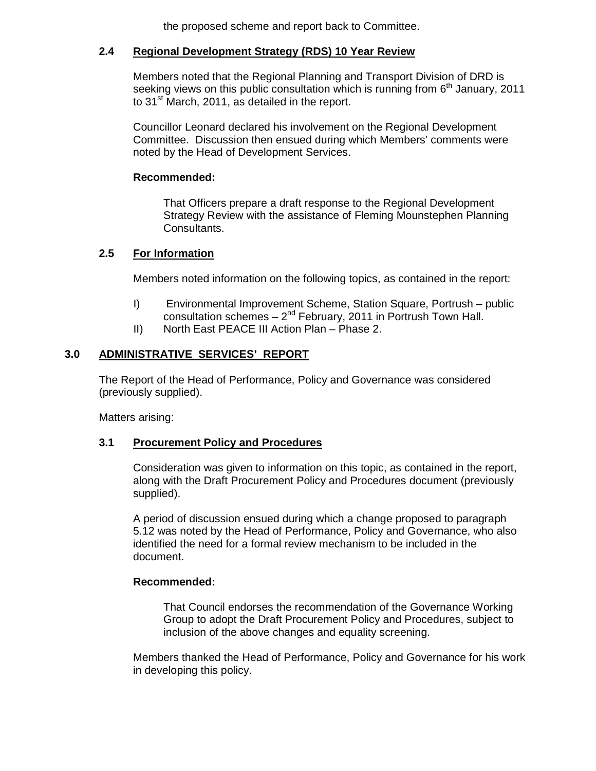the proposed scheme and report back to Committee.

### 2.4 Regional Development Strategy (RDS) 10 Year Review

Members noted that the Regional Planning and Transport Division of DRD is seeking views on this public consultation which is running from 6th January, 2011 to 31st March, 2011, as detailed in the report.

Councillor Leonard declared his involvement on the Regional Development Committee. Discussion then ensued during which Members' comments were noted by the Head of Development Services.

**Recommended:**

That Officers prepare a draft response to the Regional Development Strategy Review with the assistance of Fleming Mounstephen Planning Consultants.

### 2.5 For Information

Members noted information on the following topics, as contained in the report:

I) Environmental Improvement Scheme, Station Square, Portrush – public consultation schemes – 2nd February, 2011 in Portrush Town Hall.

II) North East PEACE III Action Plan – Phase 2.

## 3.0 ADMINISTRATIVE SERVICES' REPORT

The Report of the Head of Performance, Policy and Governance was considered (previously supplied).

Matters arising:

### 3.1 Procurement Policy and Procedures

Consideration was given to information on this topic, as contained in the report, along with the Draft Procurement Policy and Procedures document (previously supplied).

A period of discussion ensued during which a change proposed to paragraph 5.12 was noted by the Head of Performance, Policy and Governance, who also identified the need for a formal review mechanism to be included in the document.

**Recommended:**

That Council endorses the recommendation of the Governance Working Group to adopt the Draft Procurement Policy and Procedures, subject to inclusion of the above changes and equality screening.

Members thanked the Head of Performance, Policy and Governance for his work in developing this policy.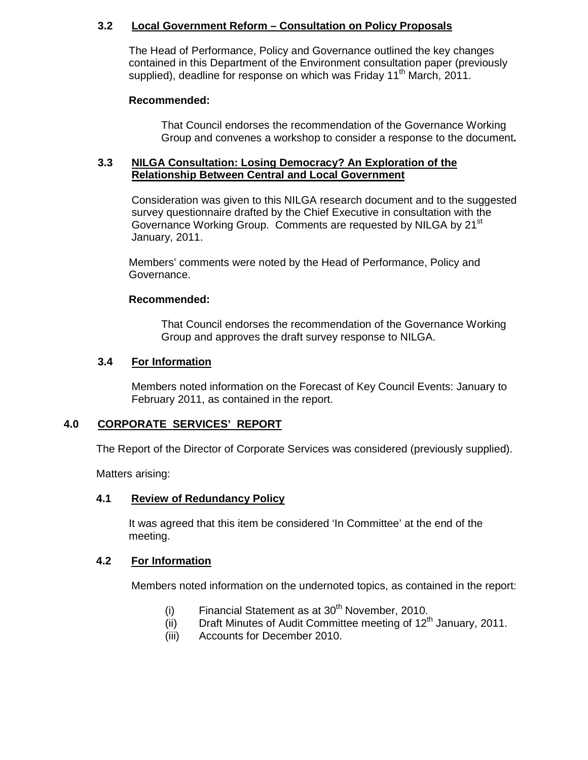### 3.2 Local Government Reform – Consultation on Policy Proposals

The Head of Performance, Policy and Governance outlined the key changes contained in this Department of the Environment consultation paper (previously supplied), deadline for response on which was Friday 11th March, 2011.

**Recommended:**

That Council endorses the recommendation of the Governance Working Group and convenes a workshop to consider a response to the document**.**

### 3.3 NILGA Consultation: Losing Democracy? An Exploration of the Relationship Between Central and Local Government

Consideration was given to this NILGA research document and to the suggested survey questionnaire drafted by the Chief Executive in consultation with the Governance Working Group. Comments are requested by NILGA by 21st January, 2011.

Members' comments were noted by the Head of Performance, Policy and Governance.

**Recommended:**

That Council endorses the recommendation of the Governance Working Group and approves the draft survey response to NILGA.

### 3.4 For Information

Members noted information on the Forecast of Key Council Events: January to February 2011, as contained in the report.

## 4.0 CORPORATE SERVICES' REPORT

The Report of the Director of Corporate Services was considered (previously supplied).

Matters arising:

### 4.1 Review of Redundancy Policy

It was agreed that this item be considered 'In Committee' at the end of the meeting.

### 4.2 For Information

Members noted information on the undernoted topics, as contained in the report:

(i) Financial Statement as at 30th November, 2010.
(ii) Draft Minutes of Audit Committee meeting of 12th January, 2011.
(iii) Accounts for December 2010.